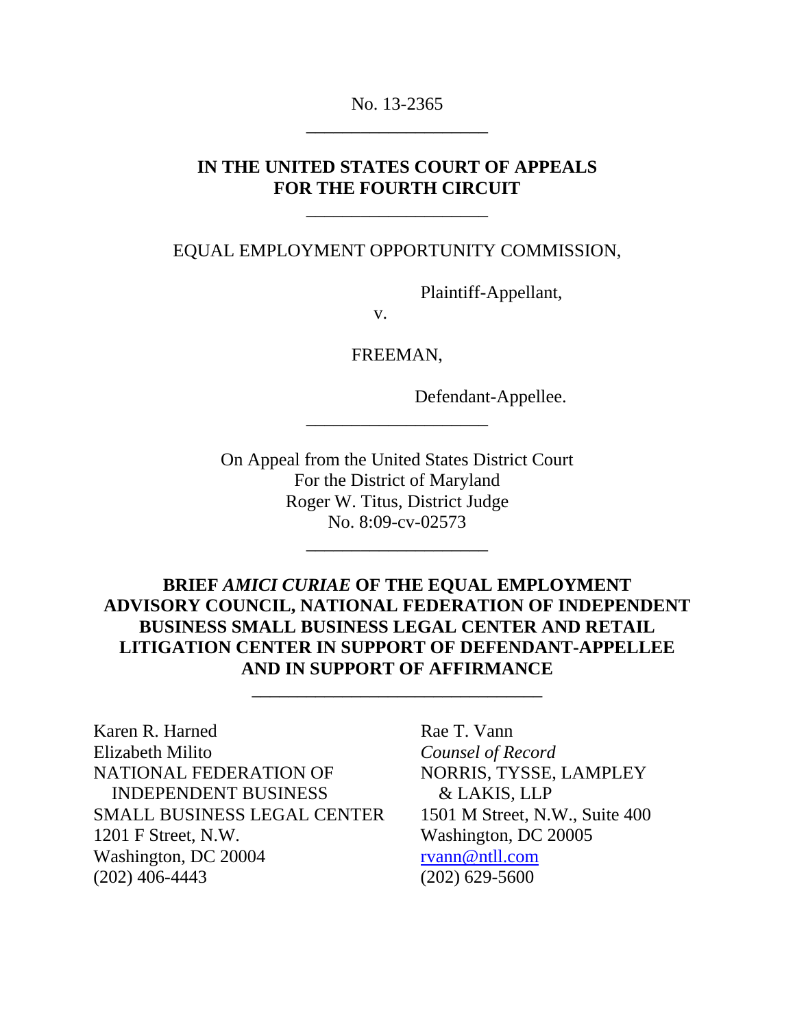No. 13-2365

---

**IN THE UNITED STATES COURT OF APPEALS**
**FOR THE FOURTH CIRCUIT**

---

EQUAL EMPLOYMENT OPPORTUNITY COMMISSION,

Plaintiff-Appellant,

v.

FREEMAN,

Defendant-Appellee.

---

On Appeal from the United States District Court
For the District of Maryland
Roger W. Titus, District Judge
No. 8:09-cv-02573

---

**BRIEF *AMICI CURIAE* OF THE EQUAL EMPLOYMENT ADVISORY COUNCIL, NATIONAL FEDERATION OF INDEPENDENT BUSINESS SMALL BUSINESS LEGAL CENTER AND RETAIL LITIGATION CENTER IN SUPPORT OF DEFENDANT-APPELLEE AND IN SUPPORT OF AFFIRMANCE**

---

Karen R. Harned
Elizabeth Milito
NATIONAL FEDERATION OF INDEPENDENT BUSINESS
SMALL BUSINESS LEGAL CENTER
1201 F Street, N.W.
Washington, DC 20004
(202) 406-4443

Rae T. Vann
*Counsel of Record*
NORRIS, TYSSE, LAMPLEY & LAKIS, LLP
1501 M Street, N.W., Suite 400
Washington, DC 20005
rvann@ntll.com
(202) 629-5600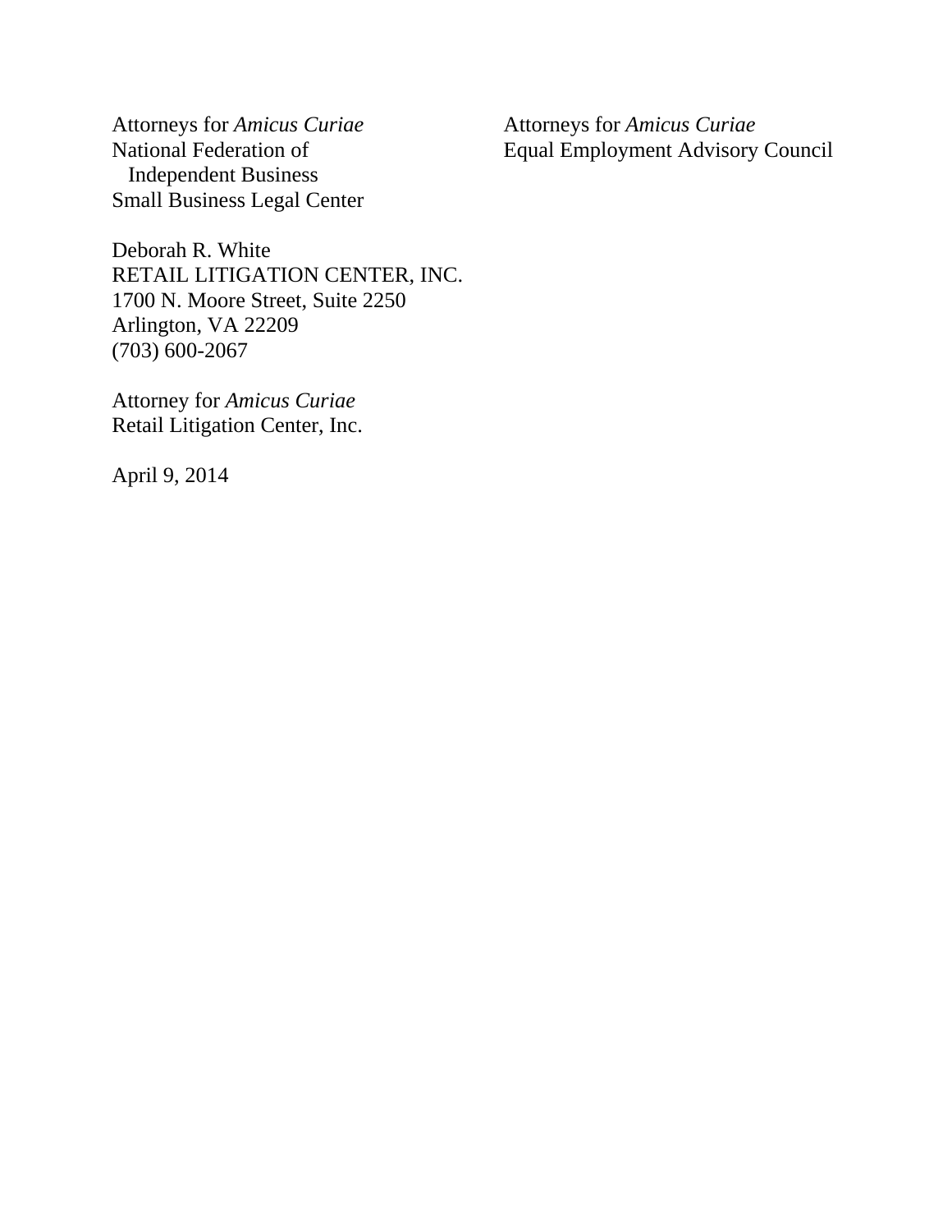Attorneys for *Amicus Curiae*
National Federation of
Independent Business
Small Business Legal Center

Attorneys for *Amicus Curiae*
Equal Employment Advisory Council

Deborah R. White
RETAIL LITIGATION CENTER, INC.
1700 N. Moore Street, Suite 2250
Arlington, VA 22209
(703) 600-2067

Attorney for *Amicus Curiae*
Retail Litigation Center, Inc.

April 9, 2014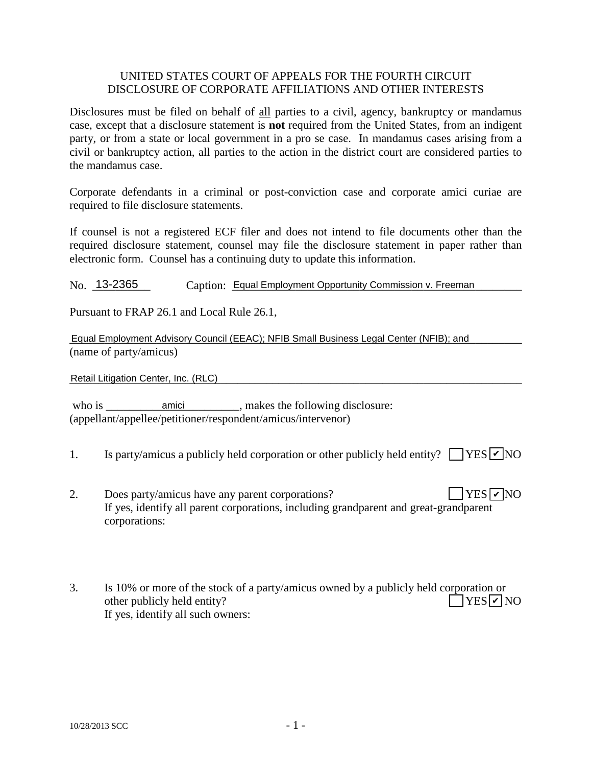UNITED STATES COURT OF APPEALS FOR THE FOURTH CIRCUIT
DISCLOSURE OF CORPORATE AFFILIATIONS AND OTHER INTERESTS

Disclosures must be filed on behalf of all parties to a civil, agency, bankruptcy or mandamus case, except that a disclosure statement is **not** required from the United States, from an indigent party, or from a state or local government in a pro se case. In mandamus cases arising from a civil or bankruptcy action, all parties to the action in the district court are considered parties to the mandamus case.

Corporate defendants in a criminal or post-conviction case and corporate amici curiae are required to file disclosure statements.

If counsel is not a registered ECF filer and does not intend to file documents other than the required disclosure statement, counsel may file the disclosure statement in paper rather than electronic form. Counsel has a continuing duty to update this information.

No. 13-2365 Caption: Equal Employment Opportunity Commission v. Freeman

Pursuant to FRAP 26.1 and Local Rule 26.1,

Equal Employment Advisory Council (EEAC); NFIB Small Business Legal Center (NFIB); and
(name of party/amicus)

Retail Litigation Center, Inc. (RLC)

who is amici, makes the following disclosure:
(appellant/appellee/petitioner/respondent/amicus/intervenor)

1. Is party/amicus a publicly held corporation or other publicly held entity? ☐ YES ☑ NO

2. Does party/amicus have any parent corporations? ☐ YES ☑ NO
   If yes, identify all parent corporations, including grandparent and great-grandparent corporations:

3. Is 10% or more of the stock of a party/amicus owned by a publicly held corporation or other publicly held entity? ☐ YES ☑ NO
   If yes, identify all such owners: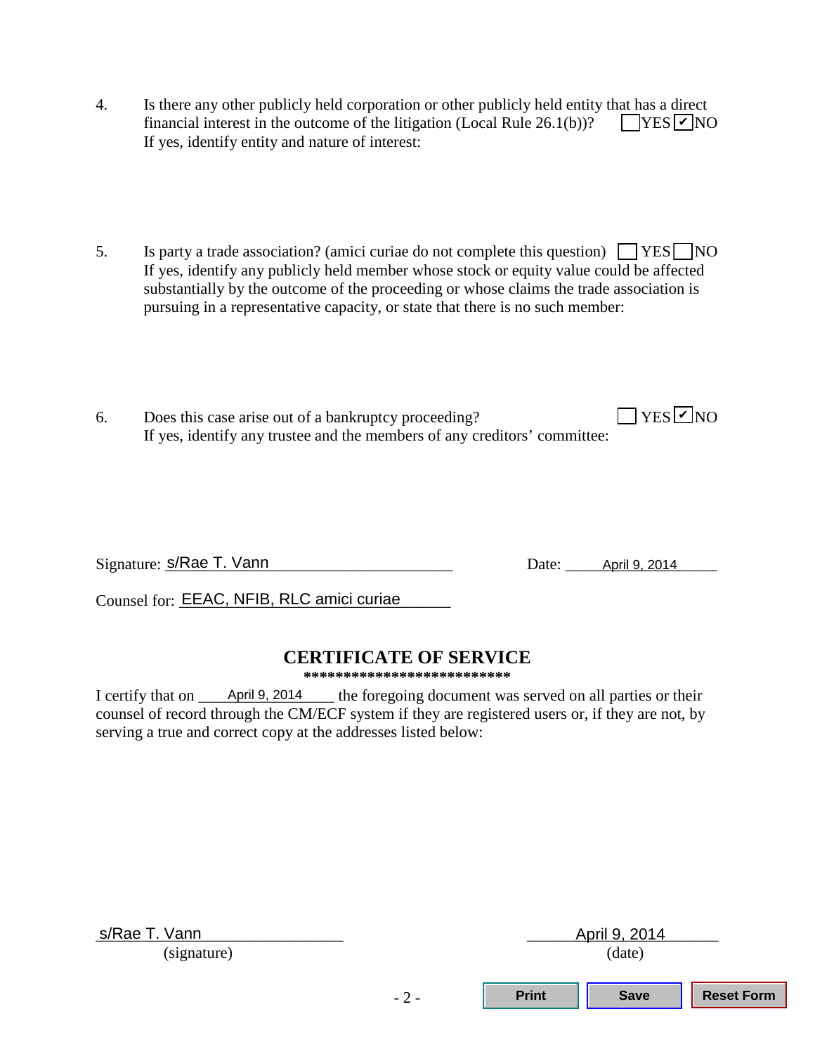4. Is there any other publicly held corporation or other publicly held entity that has a direct financial interest in the outcome of the litigation (Local Rule 26.1(b))? ☐ YES ☑ NO
   If yes, identify entity and nature of interest:

5. Is party a trade association? (amici curiae do not complete this question) ☐ YES ☐ NO
   If yes, identify any publicly held member whose stock or equity value could be affected substantially by the outcome of the proceeding or whose claims the trade association is pursuing in a representative capacity, or state that there is no such member:

6. Does this case arise out of a bankruptcy proceeding? ☐ YES ☑ NO
   If yes, identify any trustee and the members of any creditors' committee:

Signature: s/Rae T. Vann  Date: April 9, 2014

Counsel for: EEAC, NFIB, RLC amici curiae

## CERTIFICATE OF SERVICE

**************************

I certify that on April 9, 2014 the foregoing document was served on all parties or their counsel of record through the CM/ECF system if they are registered users or, if they are not, by serving a true and correct copy at the addresses listed below:

s/Rae T. Vann
(signature)

April 9, 2014
(date)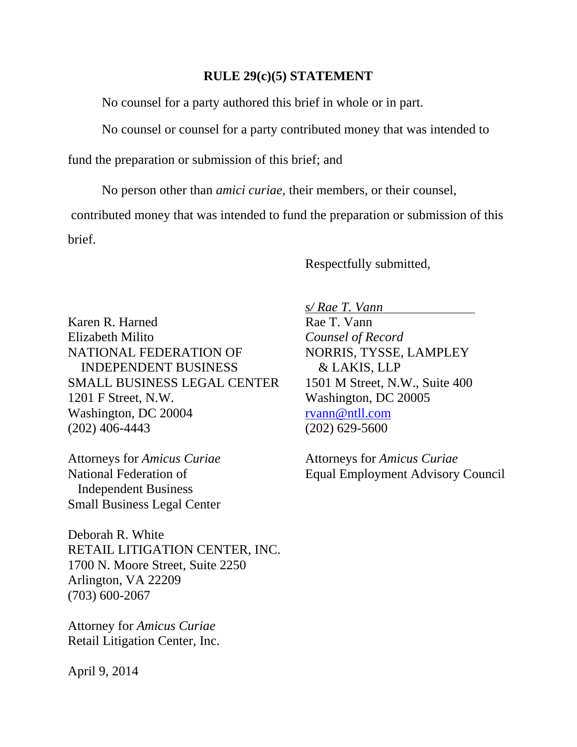## RULE 29(c)(5) STATEMENT

No counsel for a party authored this brief in whole or in part.

No counsel or counsel for a party contributed money that was intended to fund the preparation or submission of this brief; and

No person other than *amici curiae*, their members, or their counsel, contributed money that was intended to fund the preparation or submission of this brief.

Respectfully submitted,

*s/ Rae T. Vann*
Rae T. Vann
*Counsel of Record*
NORRIS, TYSSE, LAMPLEY & LAKIS, LLP
1501 M Street, N.W., Suite 400
Washington, DC 20005
rvann@ntll.com
(202) 629-5600

Attorneys for *Amicus Curiae*
Equal Employment Advisory Council

Karen R. Harned
Elizabeth Milito
NATIONAL FEDERATION OF INDEPENDENT BUSINESS
SMALL BUSINESS LEGAL CENTER
1201 F Street, N.W.
Washington, DC 20004
(202) 406-4443

Attorneys for *Amicus Curiae*
National Federation of Independent Business
Small Business Legal Center

Deborah R. White
RETAIL LITIGATION CENTER, INC.
1700 N. Moore Street, Suite 2250
Arlington, VA 22209
(703) 600-2067

Attorney for *Amicus Curiae*
Retail Litigation Center, Inc.

April 9, 2014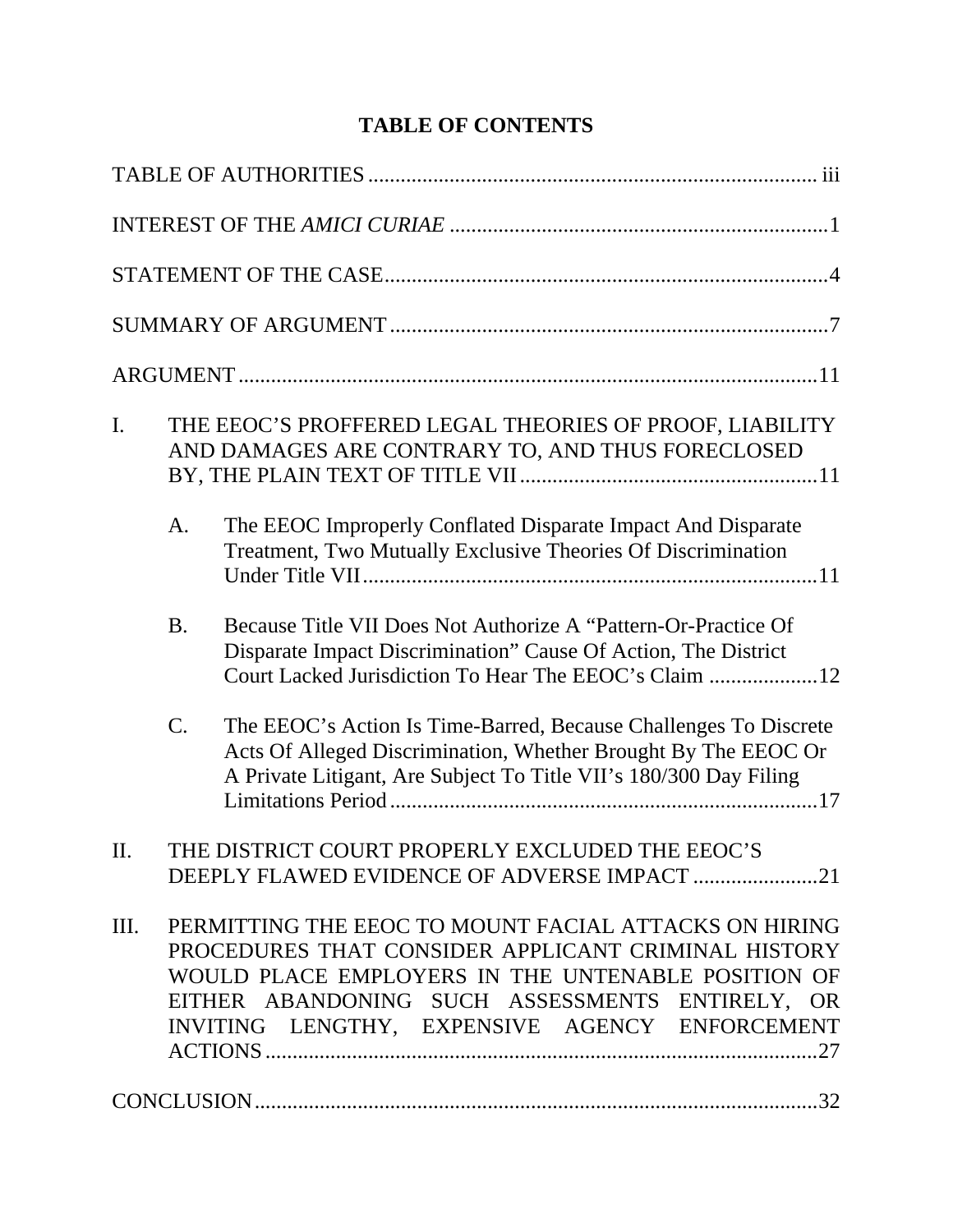# TABLE OF CONTENTS

TABLE OF AUTHORITIES .................................................................................... iii

INTEREST OF THE *AMICI CURIAE* .....................................................................1

STATEMENT OF THE CASE.................................................................................4

SUMMARY OF ARGUMENT ................................................................................7

ARGUMENT ..........................................................................................................11

I. THE EEOC'S PROFFERED LEGAL THEORIES OF PROOF, LIABILITY AND DAMAGES ARE CONTRARY TO, AND THUS FORECLOSED BY, THE PLAIN TEXT OF TITLE VII.......................................................11

   A. The EEOC Improperly Conflated Disparate Impact And Disparate Treatment, Two Mutually Exclusive Theories Of Discrimination Under Title VII...................................................................................11

   B. Because Title VII Does Not Authorize A "Pattern-Or-Practice Of Disparate Impact Discrimination" Cause Of Action, The District Court Lacked Jurisdiction To Hear The EEOC's Claim ....................12

   C. The EEOC's Action Is Time-Barred, Because Challenges To Discrete Acts Of Alleged Discrimination, Whether Brought By The EEOC Or A Private Litigant, Are Subject To Title VII's 180/300 Day Filing Limitations Period ...............................................................................17

II. THE DISTRICT COURT PROPERLY EXCLUDED THE EEOC'S DEEPLY FLAWED EVIDENCE OF ADVERSE IMPACT .......................21

III. PERMITTING THE EEOC TO MOUNT FACIAL ATTACKS ON HIRING PROCEDURES THAT CONSIDER APPLICANT CRIMINAL HISTORY WOULD PLACE EMPLOYERS IN THE UNTENABLE POSITION OF EITHER ABANDONING SUCH ASSESSMENTS ENTIRELY, OR INVITING LENGTHY, EXPENSIVE AGENCY ENFORCEMENT ACTIONS.......................................................................................................27

CONCLUSION.......................................................................................................32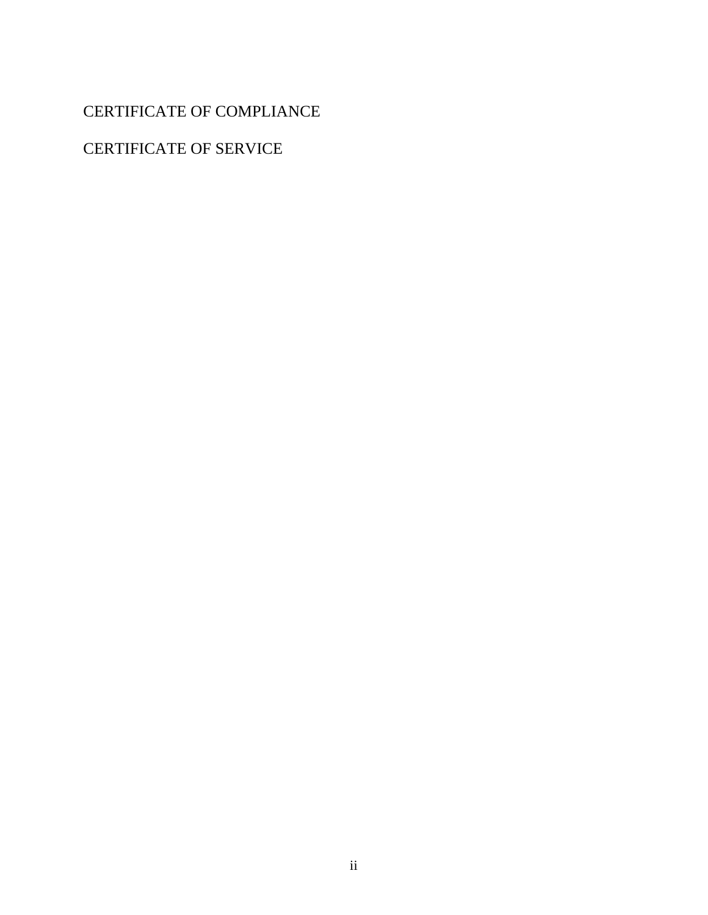CERTIFICATE OF COMPLIANCE

CERTIFICATE OF SERVICE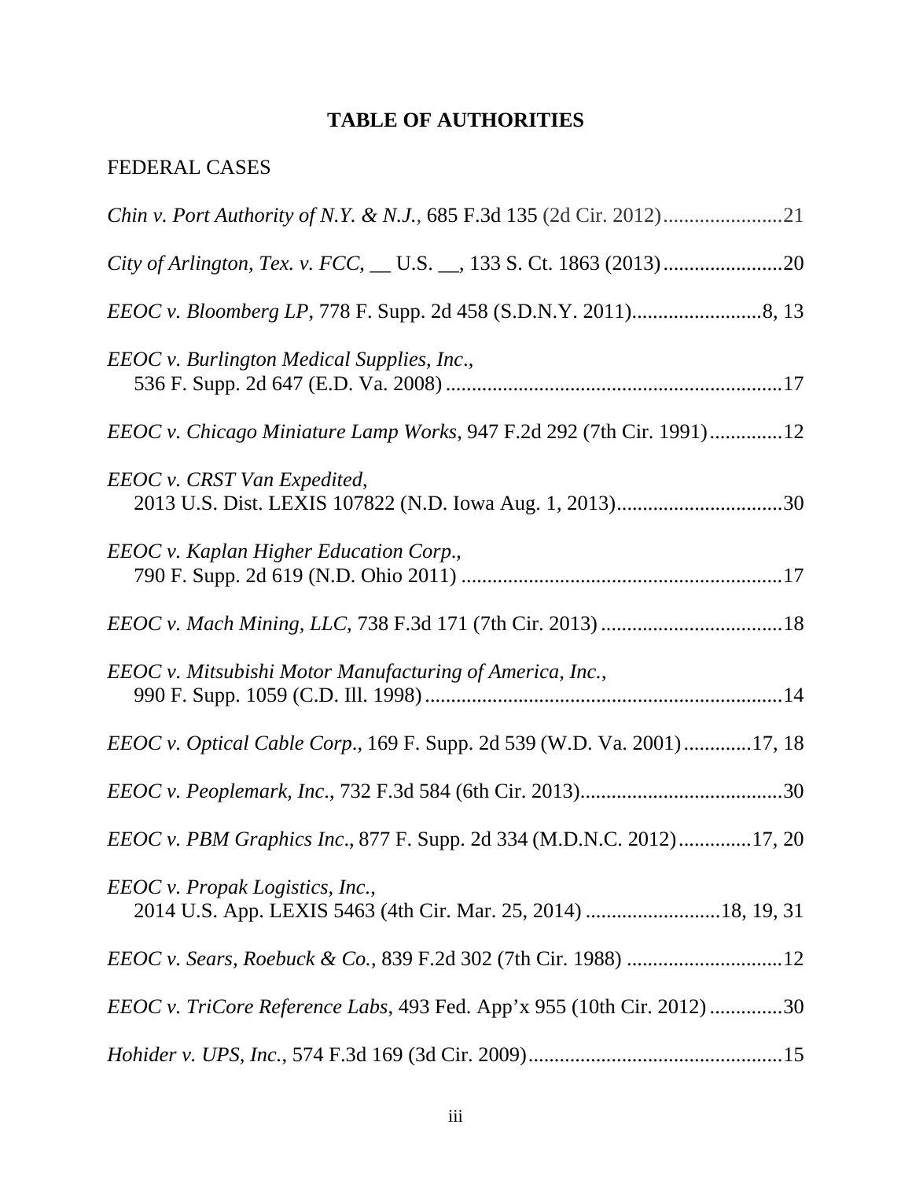# TABLE OF AUTHORITIES

FEDERAL CASES

*Chin v. Port Authority of N.Y. & N.J.*, 685 F.3d 135 (2d Cir. 2012).......................21

*City of Arlington, Tex. v. FCC*, __ U.S. __, 133 S. Ct. 1863 (2013).......................20

*EEOC v. Bloomberg LP*, 778 F. Supp. 2d 458 (S.D.N.Y. 2011).........................8, 13

*EEOC v. Burlington Medical Supplies, Inc.*, 536 F. Supp. 2d 647 (E.D. Va. 2008).................................................................17

*EEOC v. Chicago Miniature Lamp Works*, 947 F.2d 292 (7th Cir. 1991).............12

*EEOC v. CRST Van Expedited*, 2013 U.S. Dist. LEXIS 107822 (N.D. Iowa Aug. 1, 2013)................................30

*EEOC v. Kaplan Higher Education Corp.*, 790 F. Supp. 2d 619 (N.D. Ohio 2011) ..............................................................17

*EEOC v. Mach Mining, LLC*, 738 F.3d 171 (7th Cir. 2013) ...................................18

*EEOC v. Mitsubishi Motor Manufacturing of America, Inc.*, 990 F. Supp. 1059 (C.D. Ill. 1998).....................................................................14

*EEOC v. Optical Cable Corp.*, 169 F. Supp. 2d 539 (W.D. Va. 2001).............17, 18

*EEOC v. Peoplemark, Inc.*, 732 F.3d 584 (6th Cir. 2013)........................................30

*EEOC v. PBM Graphics Inc.*, 877 F. Supp. 2d 334 (M.D.N.C. 2012).............17, 20

*EEOC v. Propak Logistics, Inc.*, 2014 U.S. App. LEXIS 5463 (4th Cir. Mar. 25, 2014) .........................18, 19, 31

*EEOC v. Sears, Roebuck & Co.*, 839 F.2d 302 (7th Cir. 1988) ..............................12

*EEOC v. TriCore Reference Labs*, 493 Fed. App'x 955 (10th Cir. 2012) ..............30

*Hohider v. UPS, Inc.*, 574 F.3d 169 (3d Cir. 2009).................................................15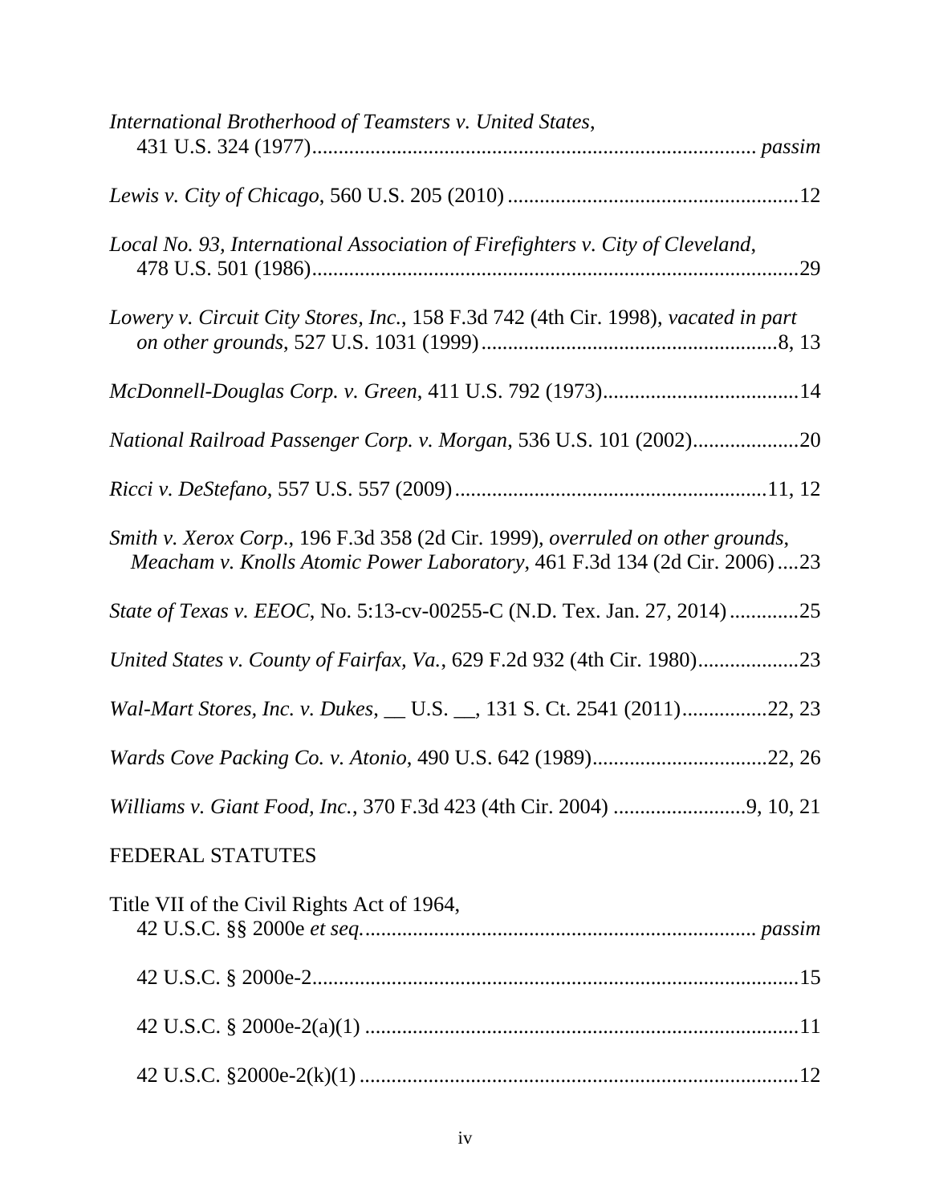*International Brotherhood of Teamsters v. United States*,
431 U.S. 324 (1977) ... *passim*

*Lewis v. City of Chicago*, 560 U.S. 205 (2010) ... 12

*Local No. 93, International Association of Firefighters v. City of Cleveland*,
478 U.S. 501 (1986) ... 29

*Lowery v. Circuit City Stores, Inc.*, 158 F.3d 742 (4th Cir. 1998), *vacated in part on other grounds*, 527 U.S. 1031 (1999) ... 8, 13

*McDonnell-Douglas Corp. v. Green*, 411 U.S. 792 (1973) ... 14

*National Railroad Passenger Corp. v. Morgan*, 536 U.S. 101 (2002) ... 20

*Ricci v. DeStefano*, 557 U.S. 557 (2009) ... 11, 12

*Smith v. Xerox Corp.*, 196 F.3d 358 (2d Cir. 1999), *overruled on other grounds*, *Meacham v. Knolls Atomic Power Laboratory*, 461 F.3d 134 (2d Cir. 2006) ... 23

*State of Texas v. EEOC*, No. 5:13-cv-00255-C (N.D. Tex. Jan. 27, 2014) ... 25

*United States v. County of Fairfax, Va.*, 629 F.2d 932 (4th Cir. 1980) ... 23

*Wal-Mart Stores, Inc. v. Dukes*, __ U.S. __, 131 S. Ct. 2541 (2011) ... 22, 23

*Wards Cove Packing Co. v. Atonio*, 490 U.S. 642 (1989) ... 22, 26

*Williams v. Giant Food, Inc.*, 370 F.3d 423 (4th Cir. 2004) ... 9, 10, 21

FEDERAL STATUTES

Title VII of the Civil Rights Act of 1964,
42 U.S.C. §§ 2000e *et seq.* ... *passim*

42 U.S.C. § 2000e-2 ... 15

42 U.S.C. § 2000e-2(a)(1) ... 11

42 U.S.C. §2000e-2(k)(1) ... 12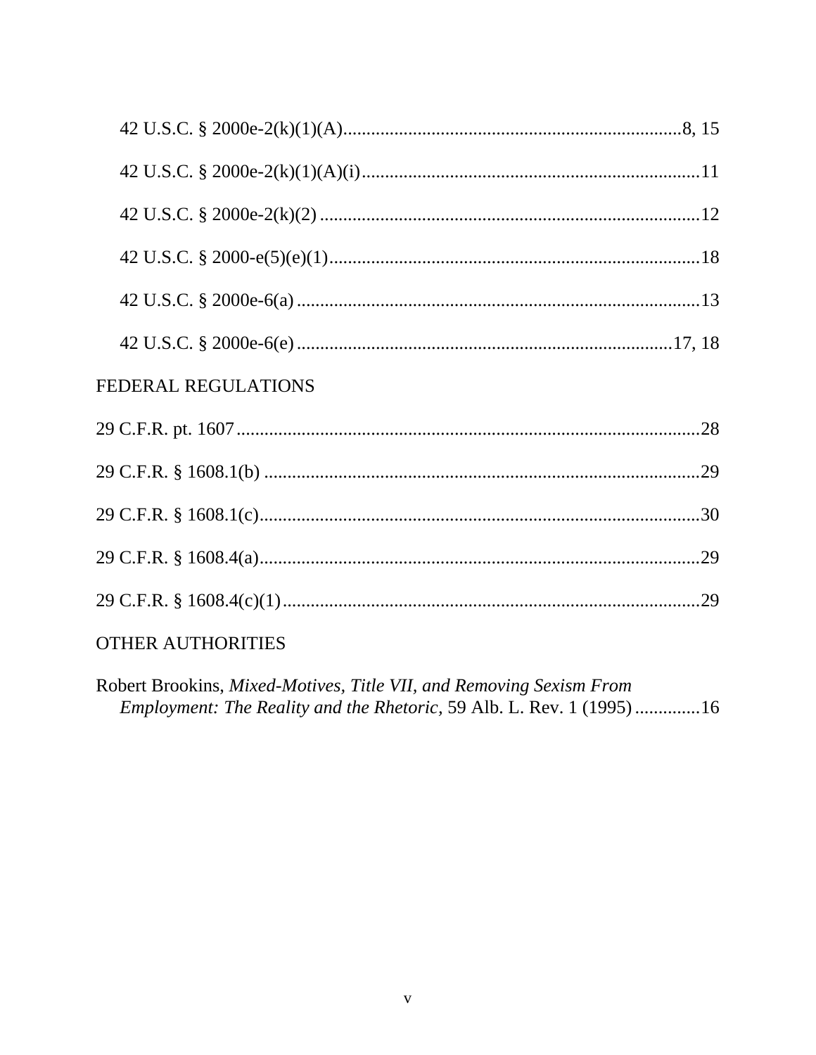42 U.S.C. § 2000e-2(k)(1)(A)........................................................................8, 15

42 U.S.C. § 2000e-2(k)(1)(A)(i)........................................................................11

42 U.S.C. § 2000e-2(k)(2)................................................................................12

42 U.S.C. § 2000-e(5)(e)(1)..............................................................................18

42 U.S.C. § 2000e-6(a)....................................................................................13

42 U.S.C. § 2000e-6(e)..................................................................................17, 18

FEDERAL REGULATIONS

29 C.F.R. pt. 1607..................................................................................................28

29 C.F.R. § 1608.1(b)............................................................................................29

29 C.F.R. § 1608.1(c)............................................................................................30

29 C.F.R. § 1608.4(a)............................................................................................29

29 C.F.R. § 1608.4(c)(1)........................................................................................29

OTHER AUTHORITIES

Robert Brookins, *Mixed-Motives, Title VII, and Removing Sexism From Employment: The Reality and the Rhetoric*, 59 Alb. L. Rev. 1 (1995).............16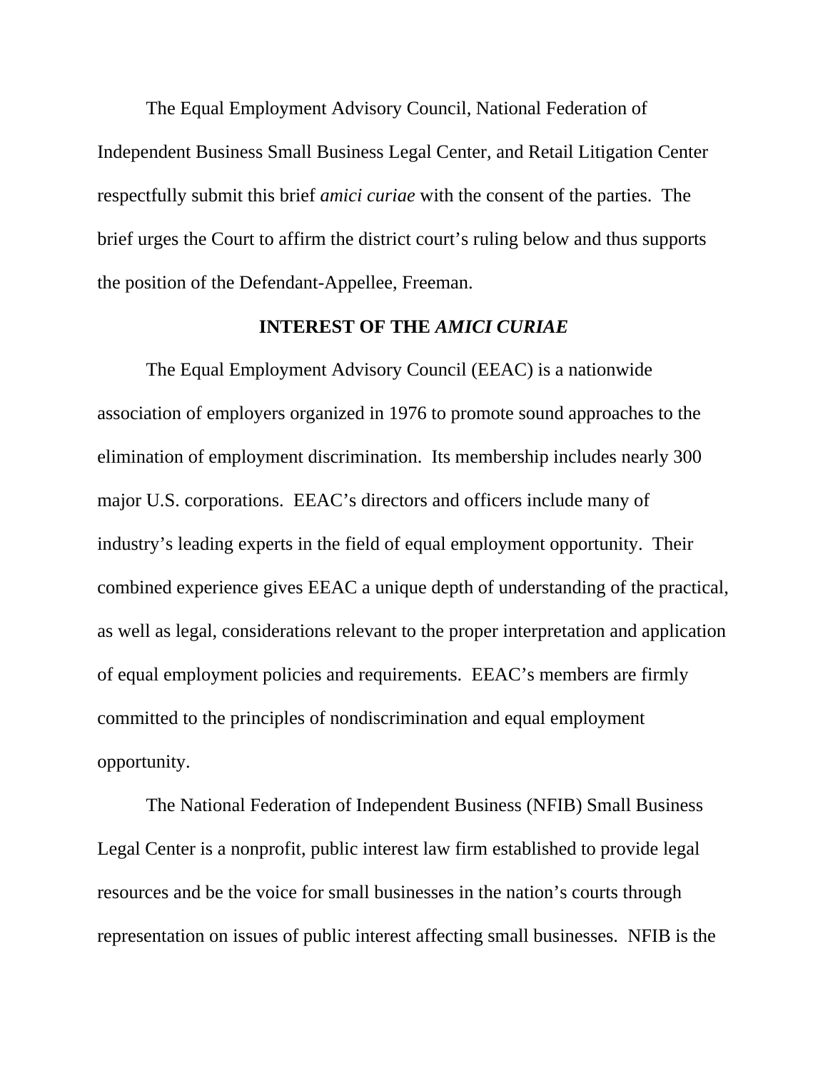The Equal Employment Advisory Council, National Federation of Independent Business Small Business Legal Center, and Retail Litigation Center respectfully submit this brief *amici curiae* with the consent of the parties. The brief urges the Court to affirm the district court's ruling below and thus supports the position of the Defendant-Appellee, Freeman.

## INTEREST OF THE *AMICI CURIAE*

The Equal Employment Advisory Council (EEAC) is a nationwide association of employers organized in 1976 to promote sound approaches to the elimination of employment discrimination. Its membership includes nearly 300 major U.S. corporations. EEAC's directors and officers include many of industry's leading experts in the field of equal employment opportunity. Their combined experience gives EEAC a unique depth of understanding of the practical, as well as legal, considerations relevant to the proper interpretation and application of equal employment policies and requirements. EEAC's members are firmly committed to the principles of nondiscrimination and equal employment opportunity.

The National Federation of Independent Business (NFIB) Small Business Legal Center is a nonprofit, public interest law firm established to provide legal resources and be the voice for small businesses in the nation's courts through representation on issues of public interest affecting small businesses. NFIB is the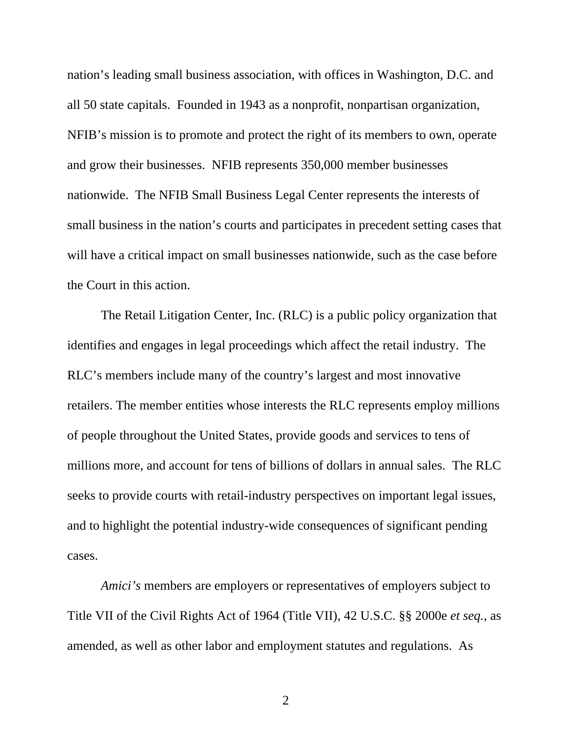nation's leading small business association, with offices in Washington, D.C. and all 50 state capitals. Founded in 1943 as a nonprofit, nonpartisan organization, NFIB's mission is to promote and protect the right of its members to own, operate and grow their businesses. NFIB represents 350,000 member businesses nationwide. The NFIB Small Business Legal Center represents the interests of small business in the nation's courts and participates in precedent setting cases that will have a critical impact on small businesses nationwide, such as the case before the Court in this action.

The Retail Litigation Center, Inc. (RLC) is a public policy organization that identifies and engages in legal proceedings which affect the retail industry. The RLC's members include many of the country's largest and most innovative retailers. The member entities whose interests the RLC represents employ millions of people throughout the United States, provide goods and services to tens of millions more, and account for tens of billions of dollars in annual sales. The RLC seeks to provide courts with retail-industry perspectives on important legal issues, and to highlight the potential industry-wide consequences of significant pending cases.

*Amici's* members are employers or representatives of employers subject to Title VII of the Civil Rights Act of 1964 (Title VII), 42 U.S.C. §§ 2000e *et seq.*, as amended, as well as other labor and employment statutes and regulations. As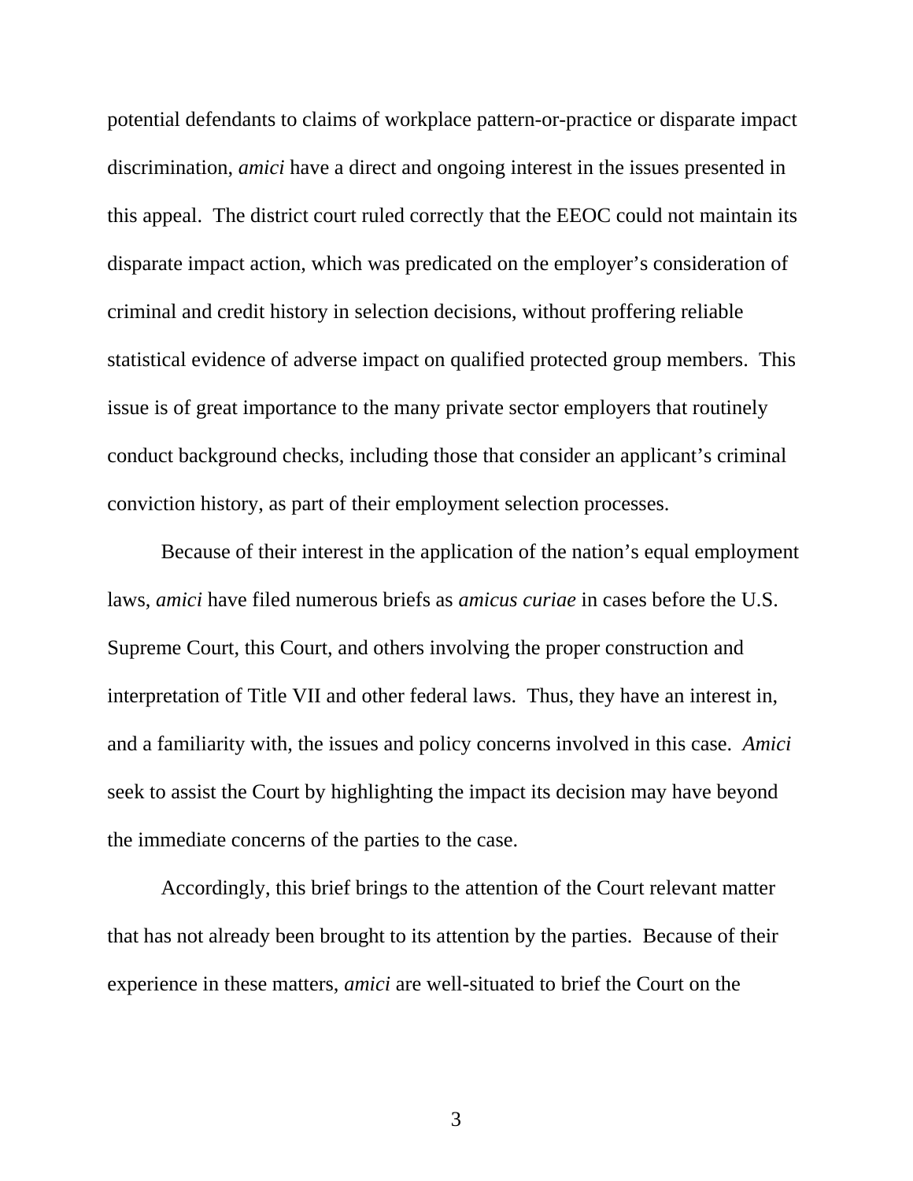potential defendants to claims of workplace pattern-or-practice or disparate impact discrimination, *amici* have a direct and ongoing interest in the issues presented in this appeal. The district court ruled correctly that the EEOC could not maintain its disparate impact action, which was predicated on the employer's consideration of criminal and credit history in selection decisions, without proffering reliable statistical evidence of adverse impact on qualified protected group members. This issue is of great importance to the many private sector employers that routinely conduct background checks, including those that consider an applicant's criminal conviction history, as part of their employment selection processes.

Because of their interest in the application of the nation's equal employment laws, *amici* have filed numerous briefs as *amicus curiae* in cases before the U.S. Supreme Court, this Court, and others involving the proper construction and interpretation of Title VII and other federal laws. Thus, they have an interest in, and a familiarity with, the issues and policy concerns involved in this case. *Amici* seek to assist the Court by highlighting the impact its decision may have beyond the immediate concerns of the parties to the case.

Accordingly, this brief brings to the attention of the Court relevant matter that has not already been brought to its attention by the parties. Because of their experience in these matters, *amici* are well-situated to brief the Court on the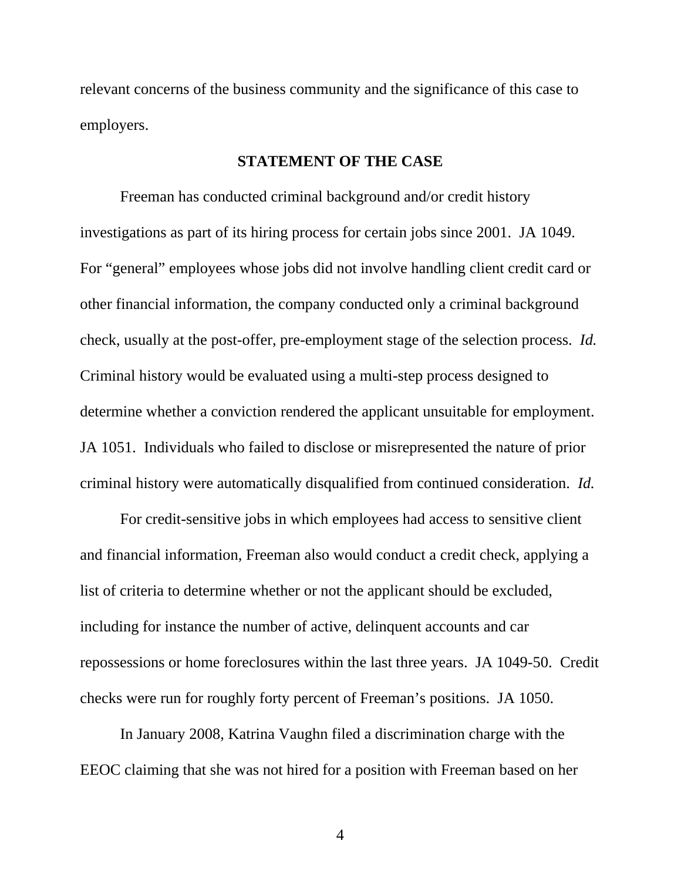relevant concerns of the business community and the significance of this case to employers.

## STATEMENT OF THE CASE

Freeman has conducted criminal background and/or credit history investigations as part of its hiring process for certain jobs since 2001. JA 1049. For "general" employees whose jobs did not involve handling client credit card or other financial information, the company conducted only a criminal background check, usually at the post-offer, pre-employment stage of the selection process. *Id.* Criminal history would be evaluated using a multi-step process designed to determine whether a conviction rendered the applicant unsuitable for employment. JA 1051. Individuals who failed to disclose or misrepresented the nature of prior criminal history were automatically disqualified from continued consideration. *Id.*

For credit-sensitive jobs in which employees had access to sensitive client and financial information, Freeman also would conduct a credit check, applying a list of criteria to determine whether or not the applicant should be excluded, including for instance the number of active, delinquent accounts and car repossessions or home foreclosures within the last three years. JA 1049-50. Credit checks were run for roughly forty percent of Freeman's positions. JA 1050.

In January 2008, Katrina Vaughn filed a discrimination charge with the EEOC claiming that she was not hired for a position with Freeman based on her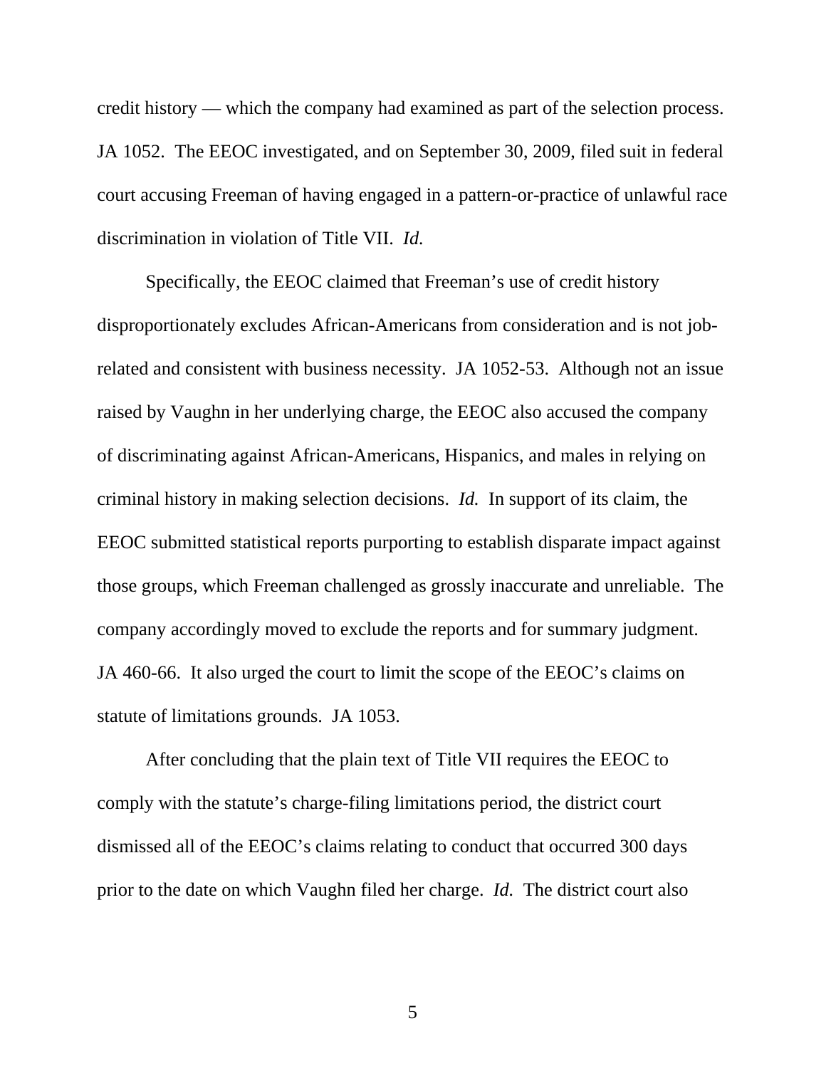credit history — which the company had examined as part of the selection process. JA 1052. The EEOC investigated, and on September 30, 2009, filed suit in federal court accusing Freeman of having engaged in a pattern-or-practice of unlawful race discrimination in violation of Title VII. *Id.*

Specifically, the EEOC claimed that Freeman's use of credit history disproportionately excludes African-Americans from consideration and is not job-related and consistent with business necessity. JA 1052-53. Although not an issue raised by Vaughn in her underlying charge, the EEOC also accused the company of discriminating against African-Americans, Hispanics, and males in relying on criminal history in making selection decisions. *Id.* In support of its claim, the EEOC submitted statistical reports purporting to establish disparate impact against those groups, which Freeman challenged as grossly inaccurate and unreliable. The company accordingly moved to exclude the reports and for summary judgment. JA 460-66. It also urged the court to limit the scope of the EEOC's claims on statute of limitations grounds. JA 1053.

After concluding that the plain text of Title VII requires the EEOC to comply with the statute's charge-filing limitations period, the district court dismissed all of the EEOC's claims relating to conduct that occurred 300 days prior to the date on which Vaughn filed her charge. *Id.* The district court also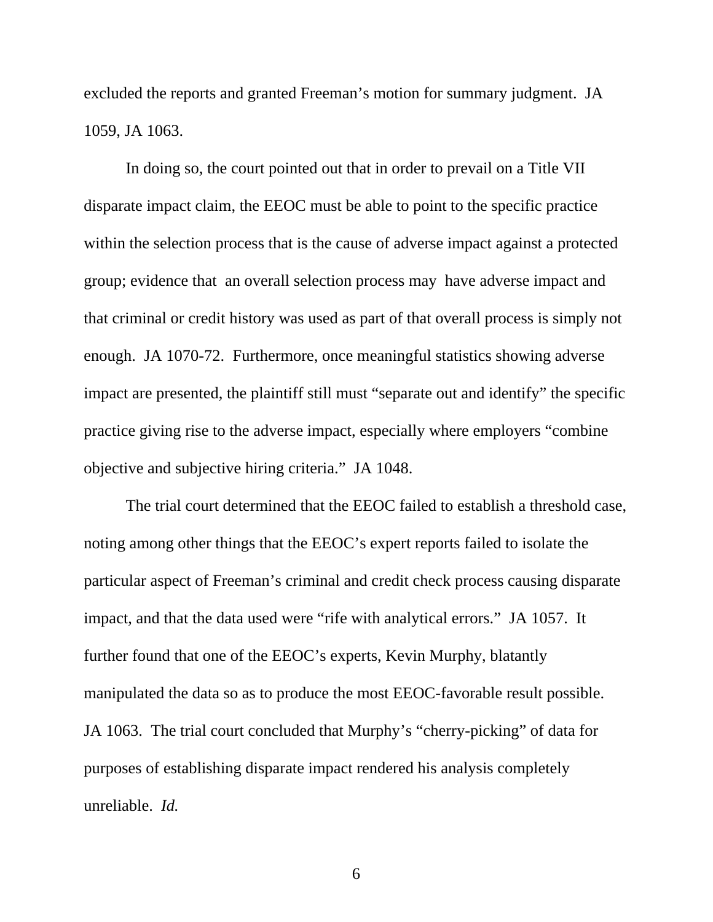excluded the reports and granted Freeman's motion for summary judgment. JA 1059, JA 1063.

In doing so, the court pointed out that in order to prevail on a Title VII disparate impact claim, the EEOC must be able to point to the specific practice within the selection process that is the cause of adverse impact against a protected group; evidence that an overall selection process may have adverse impact and that criminal or credit history was used as part of that overall process is simply not enough. JA 1070-72. Furthermore, once meaningful statistics showing adverse impact are presented, the plaintiff still must "separate out and identify" the specific practice giving rise to the adverse impact, especially where employers "combine objective and subjective hiring criteria." JA 1048.

The trial court determined that the EEOC failed to establish a threshold case, noting among other things that the EEOC's expert reports failed to isolate the particular aspect of Freeman's criminal and credit check process causing disparate impact, and that the data used were "rife with analytical errors." JA 1057. It further found that one of the EEOC's experts, Kevin Murphy, blatantly manipulated the data so as to produce the most EEOC-favorable result possible. JA 1063. The trial court concluded that Murphy's "cherry-picking" of data for purposes of establishing disparate impact rendered his analysis completely unreliable. *Id.*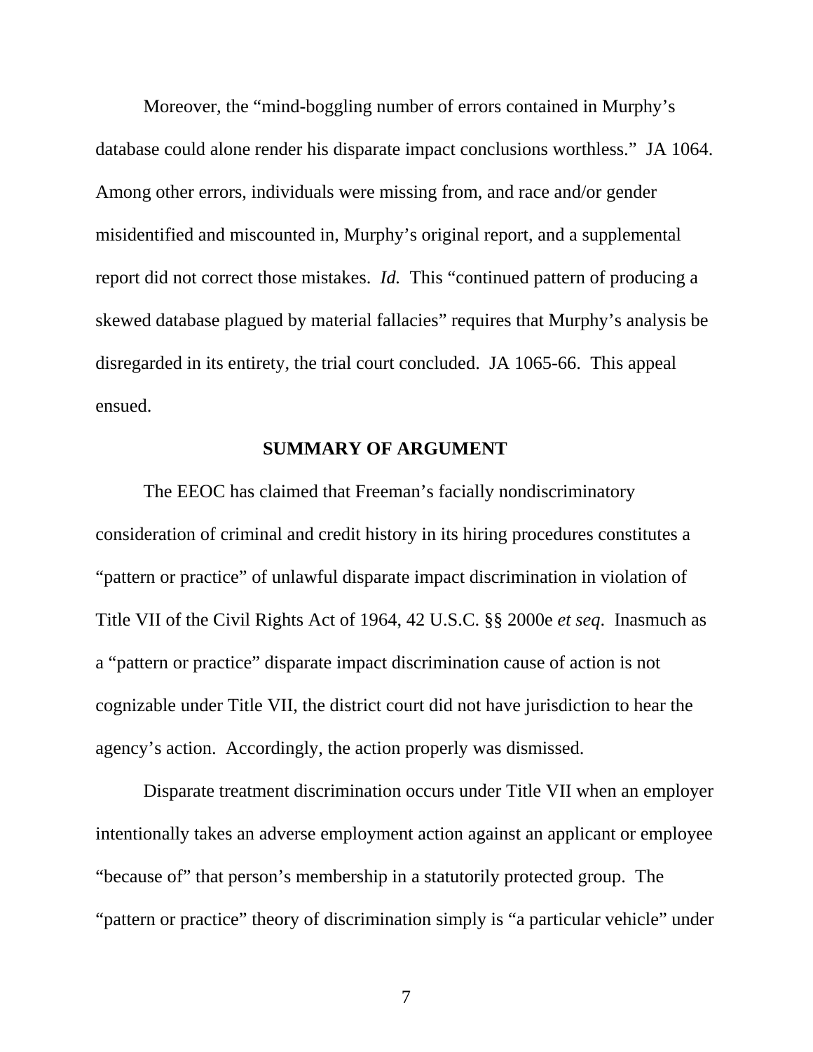Moreover, the "mind-boggling number of errors contained in Murphy's database could alone render his disparate impact conclusions worthless." JA 1064. Among other errors, individuals were missing from, and race and/or gender misidentified and miscounted in, Murphy's original report, and a supplemental report did not correct those mistakes. *Id.* This "continued pattern of producing a skewed database plagued by material fallacies" requires that Murphy's analysis be disregarded in its entirety, the trial court concluded. JA 1065-66. This appeal ensued.

## SUMMARY OF ARGUMENT

The EEOC has claimed that Freeman's facially nondiscriminatory consideration of criminal and credit history in its hiring procedures constitutes a "pattern or practice" of unlawful disparate impact discrimination in violation of Title VII of the Civil Rights Act of 1964, 42 U.S.C. §§ 2000e *et seq*. Inasmuch as a "pattern or practice" disparate impact discrimination cause of action is not cognizable under Title VII, the district court did not have jurisdiction to hear the agency's action. Accordingly, the action properly was dismissed.

Disparate treatment discrimination occurs under Title VII when an employer intentionally takes an adverse employment action against an applicant or employee "because of" that person's membership in a statutorily protected group. The "pattern or practice" theory of discrimination simply is "a particular vehicle" under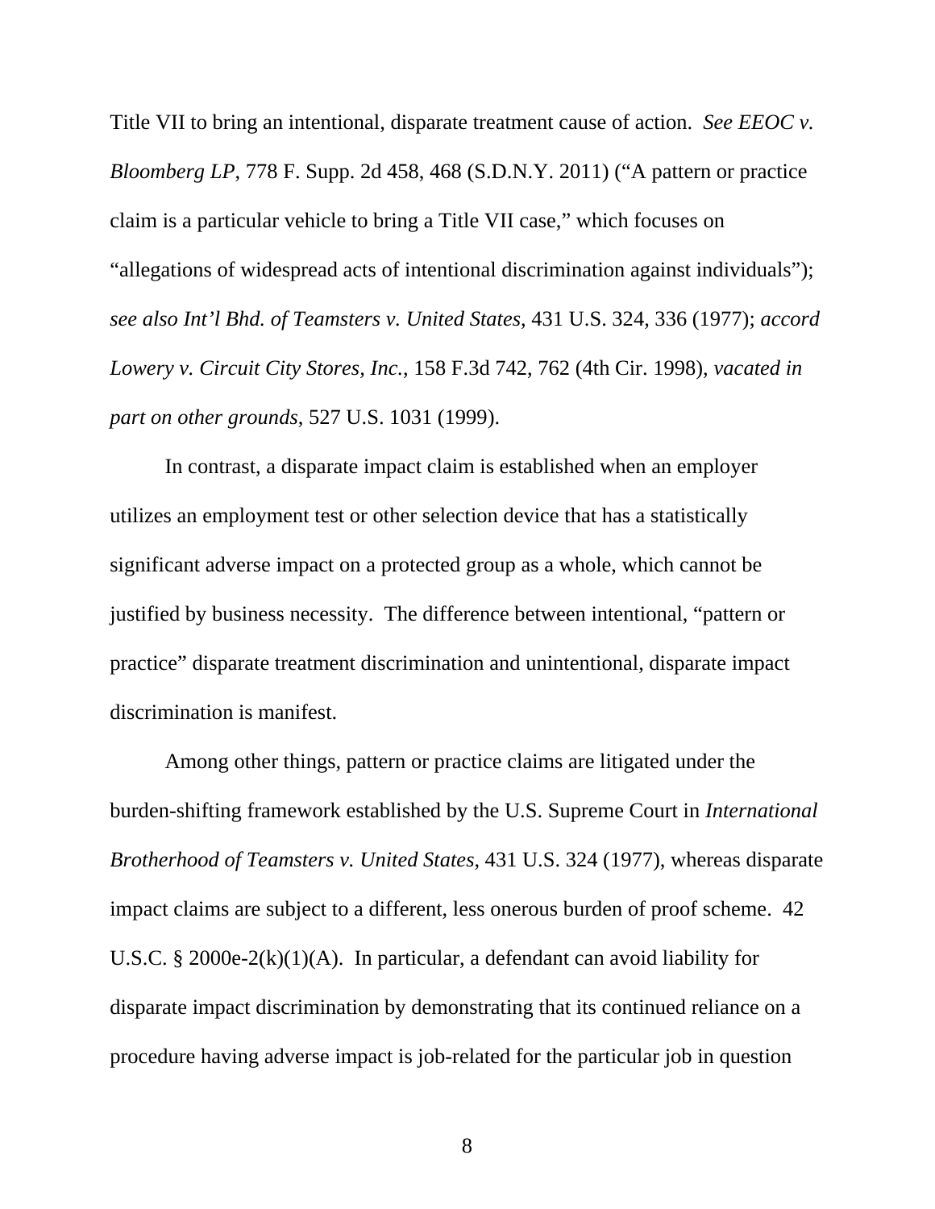Title VII to bring an intentional, disparate treatment cause of action. *See EEOC v. Bloomberg LP*, 778 F. Supp. 2d 458, 468 (S.D.N.Y. 2011) ("A pattern or practice claim is a particular vehicle to bring a Title VII case," which focuses on "allegations of widespread acts of intentional discrimination against individuals"); *see also Int'l Bhd. of Teamsters v. United States*, 431 U.S. 324, 336 (1977); *accord Lowery v. Circuit City Stores, Inc.*, 158 F.3d 742, 762 (4th Cir. 1998), *vacated in part on other grounds*, 527 U.S. 1031 (1999).

In contrast, a disparate impact claim is established when an employer utilizes an employment test or other selection device that has a statistically significant adverse impact on a protected group as a whole, which cannot be justified by business necessity. The difference between intentional, "pattern or practice" disparate treatment discrimination and unintentional, disparate impact discrimination is manifest.

Among other things, pattern or practice claims are litigated under the burden-shifting framework established by the U.S. Supreme Court in *International Brotherhood of Teamsters v. United States*, 431 U.S. 324 (1977), whereas disparate impact claims are subject to a different, less onerous burden of proof scheme. 42 U.S.C. § 2000e-2(k)(1)(A). In particular, a defendant can avoid liability for disparate impact discrimination by demonstrating that its continued reliance on a procedure having adverse impact is job-related for the particular job in question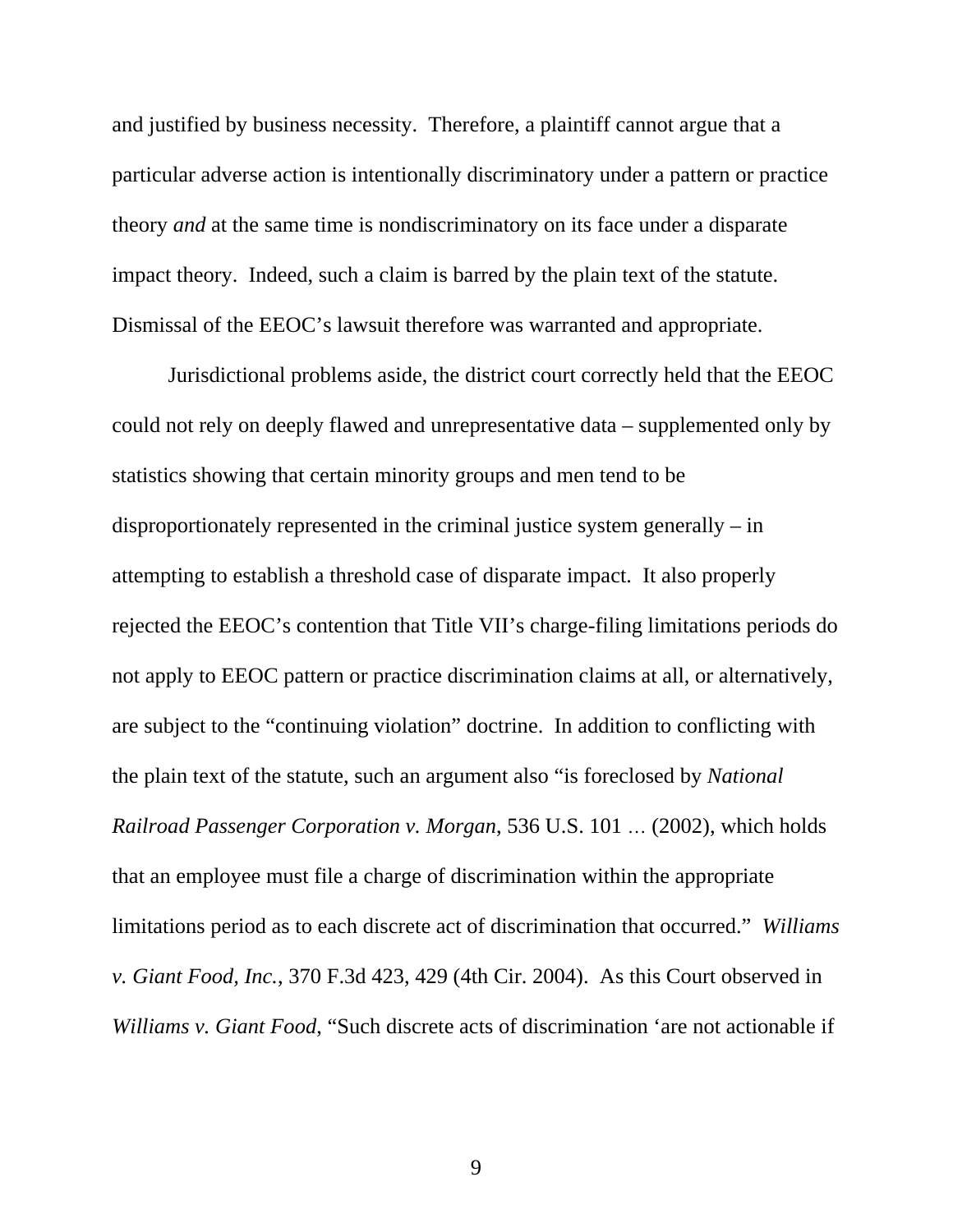and justified by business necessity. Therefore, a plaintiff cannot argue that a particular adverse action is intentionally discriminatory under a pattern or practice theory *and* at the same time is nondiscriminatory on its face under a disparate impact theory. Indeed, such a claim is barred by the plain text of the statute. Dismissal of the EEOC's lawsuit therefore was warranted and appropriate.

Jurisdictional problems aside, the district court correctly held that the EEOC could not rely on deeply flawed and unrepresentative data – supplemented only by statistics showing that certain minority groups and men tend to be disproportionately represented in the criminal justice system generally – in attempting to establish a threshold case of disparate impact. It also properly rejected the EEOC's contention that Title VII's charge-filing limitations periods do not apply to EEOC pattern or practice discrimination claims at all, or alternatively, are subject to the "continuing violation" doctrine. In addition to conflicting with the plain text of the statute, such an argument also "is foreclosed by *National Railroad Passenger Corporation v. Morgan*, 536 U.S. 101 … (2002), which holds that an employee must file a charge of discrimination within the appropriate limitations period as to each discrete act of discrimination that occurred." *Williams v. Giant Food, Inc.*, 370 F.3d 423, 429 (4th Cir. 2004). As this Court observed in *Williams v. Giant Food*, "Such discrete acts of discrimination 'are not actionable if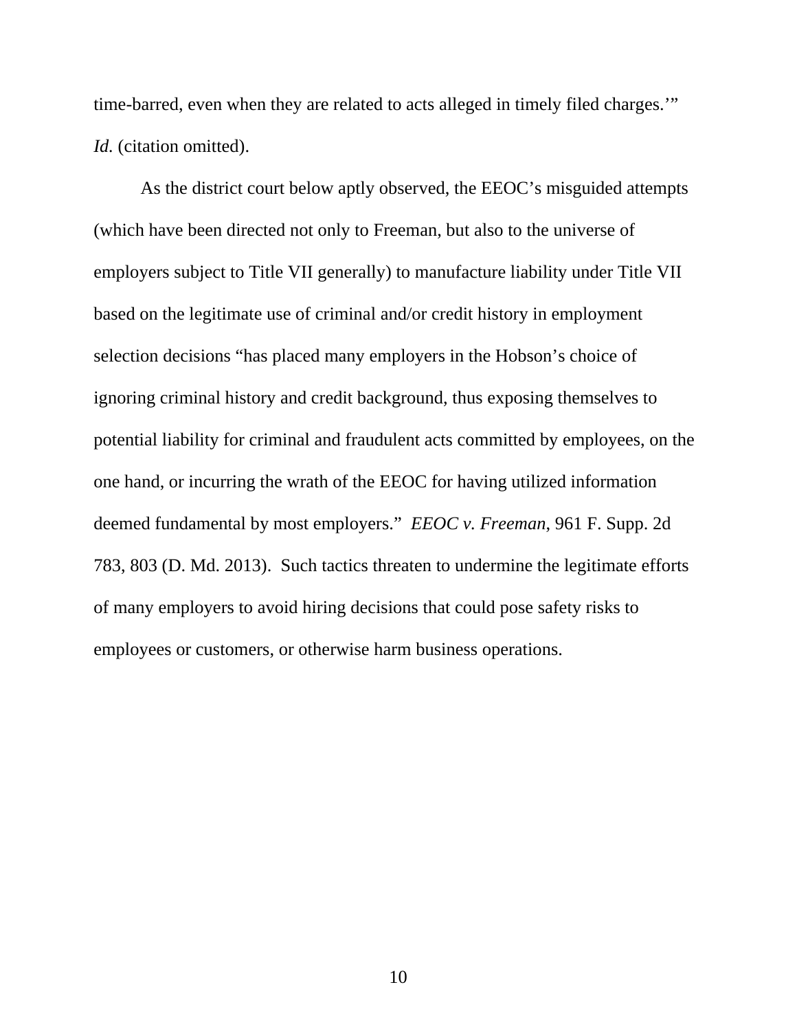time-barred, even when they are related to acts alleged in timely filed charges.'" *Id.* (citation omitted).

As the district court below aptly observed, the EEOC's misguided attempts (which have been directed not only to Freeman, but also to the universe of employers subject to Title VII generally) to manufacture liability under Title VII based on the legitimate use of criminal and/or credit history in employment selection decisions "has placed many employers in the Hobson's choice of ignoring criminal history and credit background, thus exposing themselves to potential liability for criminal and fraudulent acts committed by employees, on the one hand, or incurring the wrath of the EEOC for having utilized information deemed fundamental by most employers." *EEOC v. Freeman*, 961 F. Supp. 2d 783, 803 (D. Md. 2013). Such tactics threaten to undermine the legitimate efforts of many employers to avoid hiring decisions that could pose safety risks to employees or customers, or otherwise harm business operations.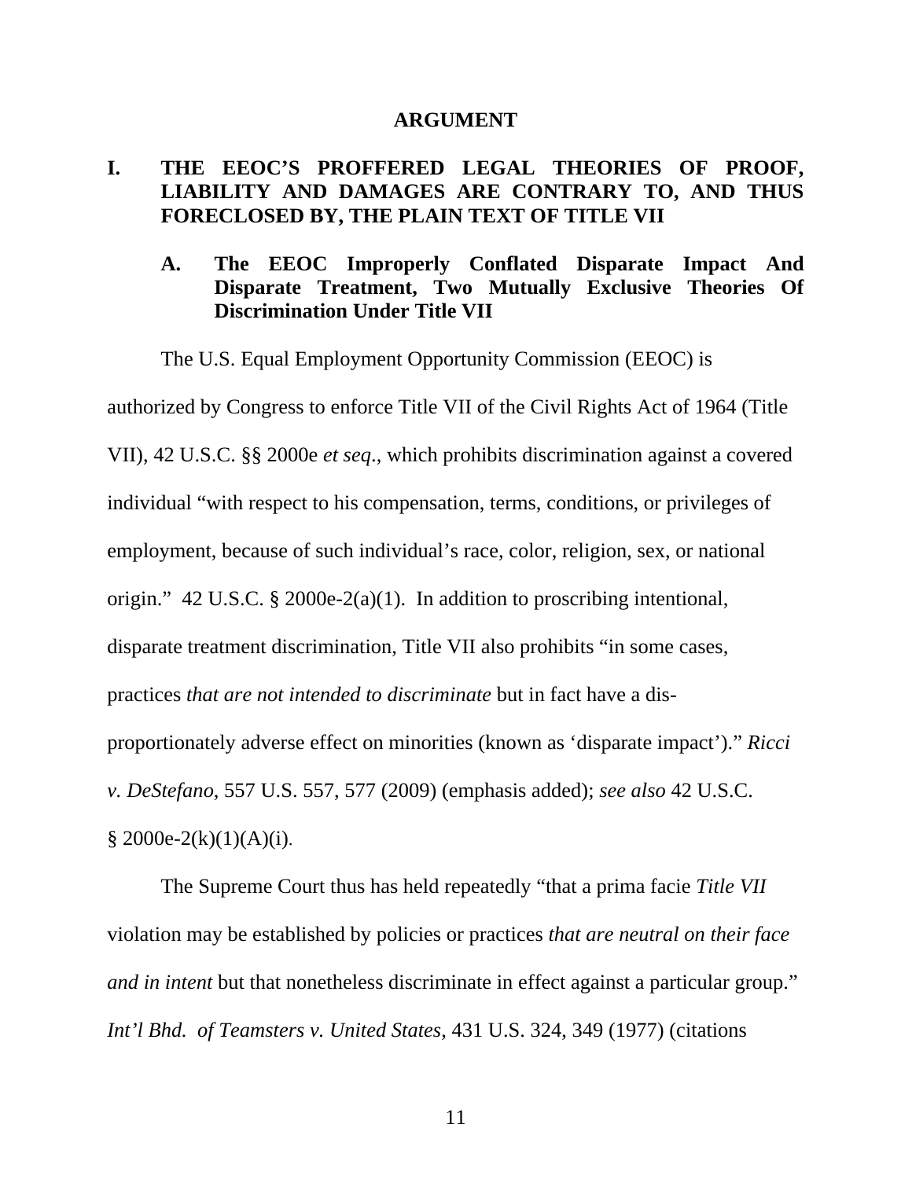# ARGUMENT

## I. THE EEOC'S PROFFERED LEGAL THEORIES OF PROOF, LIABILITY AND DAMAGES ARE CONTRARY TO, AND THUS FORECLOSED BY, THE PLAIN TEXT OF TITLE VII

### A. The EEOC Improperly Conflated Disparate Impact And Disparate Treatment, Two Mutually Exclusive Theories Of Discrimination Under Title VII

The U.S. Equal Employment Opportunity Commission (EEOC) is authorized by Congress to enforce Title VII of the Civil Rights Act of 1964 (Title VII), 42 U.S.C. §§ 2000e *et seq*., which prohibits discrimination against a covered individual "with respect to his compensation, terms, conditions, or privileges of employment, because of such individual's race, color, religion, sex, or national origin." 42 U.S.C. § 2000e-2(a)(1). In addition to proscribing intentional, disparate treatment discrimination, Title VII also prohibits "in some cases, practices *that are not intended to discriminate* but in fact have a dis-proportionately adverse effect on minorities (known as 'disparate impact')." *Ricci v. DeStefano*, 557 U.S. 557, 577 (2009) (emphasis added); *see also* 42 U.S.C. § 2000e-2(k)(1)(A)(i).

The Supreme Court thus has held repeatedly "that a prima facie *Title VII* violation may be established by policies or practices *that are neutral on their face and in intent* but that nonetheless discriminate in effect against a particular group." *Int'l Bhd. of Teamsters v. United States*, 431 U.S. 324, 349 (1977) (citations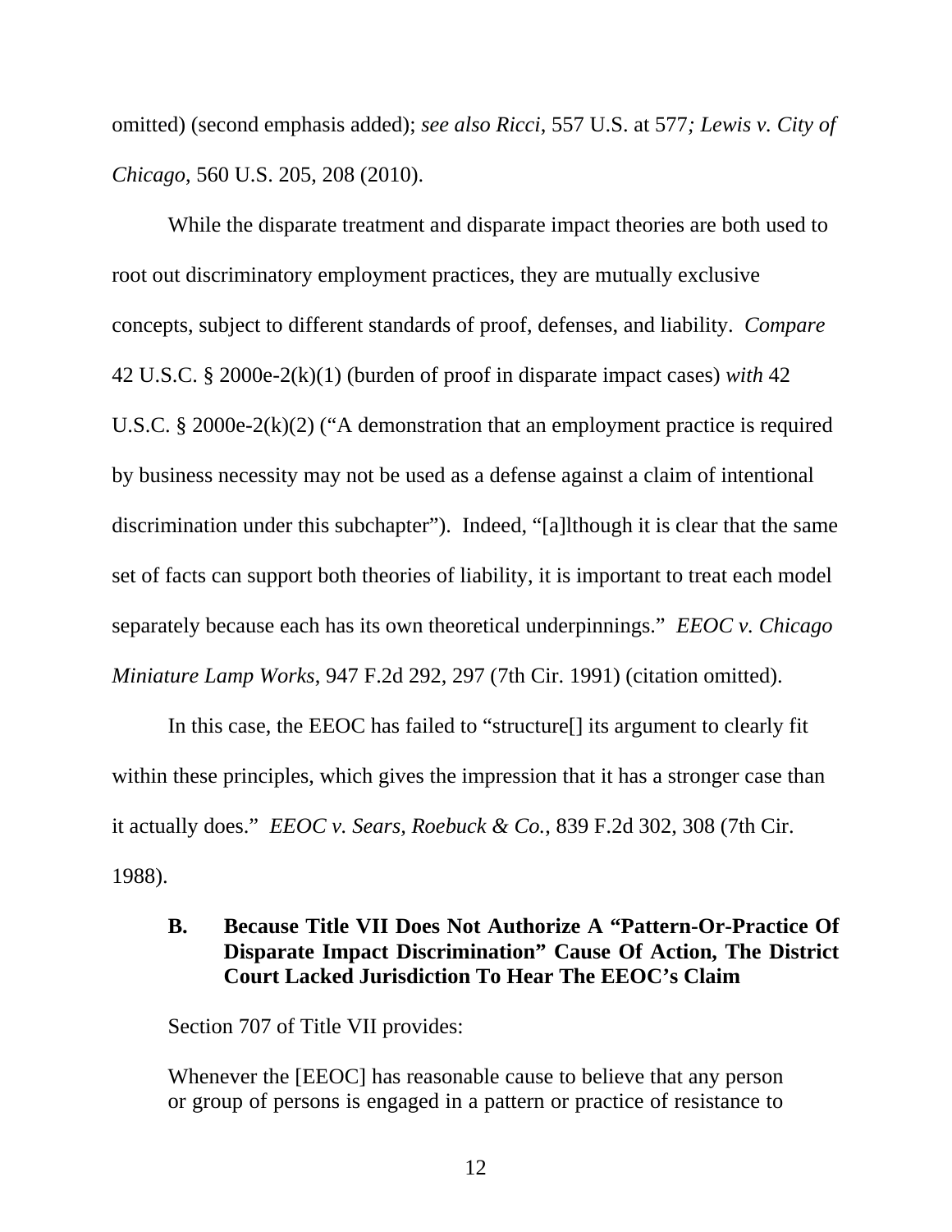omitted) (second emphasis added); *see also Ricci*, 557 U.S. at 577*; Lewis v. City of Chicago*, 560 U.S. 205, 208 (2010).

While the disparate treatment and disparate impact theories are both used to root out discriminatory employment practices, they are mutually exclusive concepts, subject to different standards of proof, defenses, and liability. *Compare* 42 U.S.C. § 2000e-2(k)(1) (burden of proof in disparate impact cases) *with* 42 U.S.C. § 2000e-2(k)(2) ("A demonstration that an employment practice is required by business necessity may not be used as a defense against a claim of intentional discrimination under this subchapter"). Indeed, "[a]lthough it is clear that the same set of facts can support both theories of liability, it is important to treat each model separately because each has its own theoretical underpinnings." *EEOC v. Chicago Miniature Lamp Works*, 947 F.2d 292, 297 (7th Cir. 1991) (citation omitted).

In this case, the EEOC has failed to "structure[] its argument to clearly fit within these principles, which gives the impression that it has a stronger case than it actually does." *EEOC v. Sears, Roebuck & Co.*, 839 F.2d 302, 308 (7th Cir. 1988).

### B. Because Title VII Does Not Authorize A "Pattern-Or-Practice Of Disparate Impact Discrimination" Cause Of Action, The District Court Lacked Jurisdiction To Hear The EEOC's Claim

Section 707 of Title VII provides:

> Whenever the [EEOC] has reasonable cause to believe that any person or group of persons is engaged in a pattern or practice of resistance to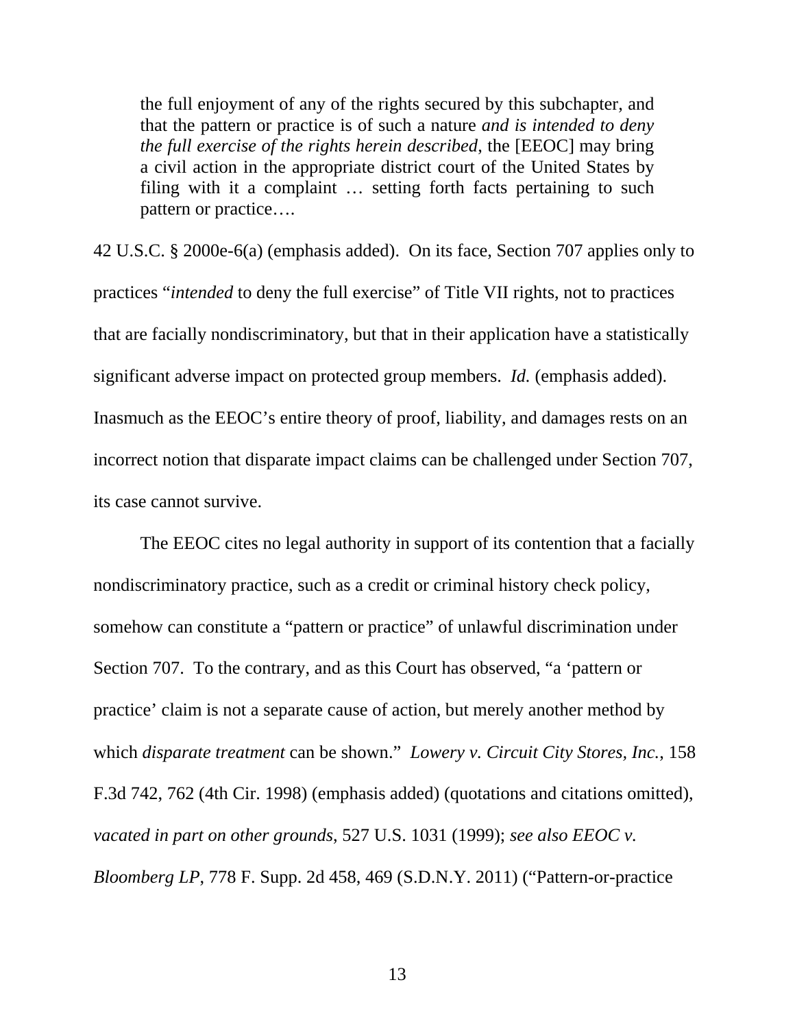> the full enjoyment of any of the rights secured by this subchapter, and that the pattern or practice is of such a nature *and is intended to deny the full exercise of the rights herein described*, the [EEOC] may bring a civil action in the appropriate district court of the United States by filing with it a complaint … setting forth facts pertaining to such pattern or practice….

42 U.S.C. § 2000e-6(a) (emphasis added). On its face, Section 707 applies only to practices "*intended* to deny the full exercise" of Title VII rights, not to practices that are facially nondiscriminatory, but that in their application have a statistically significant adverse impact on protected group members. *Id.* (emphasis added). Inasmuch as the EEOC's entire theory of proof, liability, and damages rests on an incorrect notion that disparate impact claims can be challenged under Section 707, its case cannot survive.

The EEOC cites no legal authority in support of its contention that a facially nondiscriminatory practice, such as a credit or criminal history check policy, somehow can constitute a "pattern or practice" of unlawful discrimination under Section 707. To the contrary, and as this Court has observed, "a 'pattern or practice' claim is not a separate cause of action, but merely another method by which *disparate treatment* can be shown." *Lowery v. Circuit City Stores, Inc.*, 158 F.3d 742, 762 (4th Cir. 1998) (emphasis added) (quotations and citations omitted), *vacated in part on other grounds*, 527 U.S. 1031 (1999); *see also EEOC v. Bloomberg LP*, 778 F. Supp. 2d 458, 469 (S.D.N.Y. 2011) ("Pattern-or-practice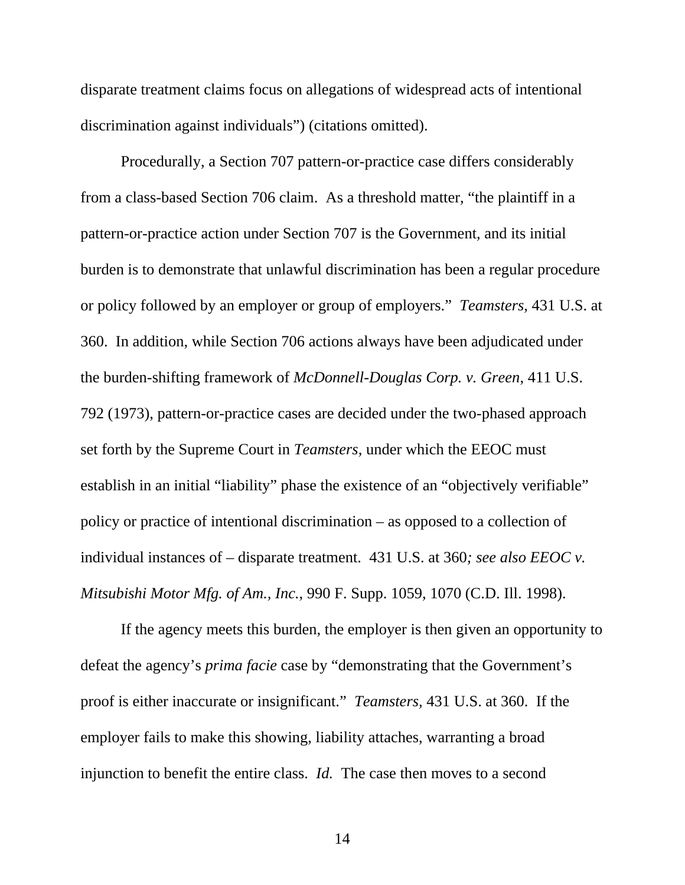disparate treatment claims focus on allegations of widespread acts of intentional discrimination against individuals") (citations omitted).

Procedurally, a Section 707 pattern-or-practice case differs considerably from a class-based Section 706 claim. As a threshold matter, "the plaintiff in a pattern-or-practice action under Section 707 is the Government, and its initial burden is to demonstrate that unlawful discrimination has been a regular procedure or policy followed by an employer or group of employers." *Teamsters,* 431 U.S. at 360. In addition, while Section 706 actions always have been adjudicated under the burden-shifting framework of *McDonnell-Douglas Corp. v. Green*, 411 U.S. 792 (1973), pattern-or-practice cases are decided under the two-phased approach set forth by the Supreme Court in *Teamsters*, under which the EEOC must establish in an initial "liability" phase the existence of an "objectively verifiable" policy or practice of intentional discrimination – as opposed to a collection of individual instances of – disparate treatment. 431 U.S. at 360*; see also EEOC v. Mitsubishi Motor Mfg. of Am., Inc.*, 990 F. Supp. 1059, 1070 (C.D. Ill. 1998).

If the agency meets this burden, the employer is then given an opportunity to defeat the agency's *prima facie* case by "demonstrating that the Government's proof is either inaccurate or insignificant." *Teamsters,* 431 U.S. at 360. If the employer fails to make this showing, liability attaches, warranting a broad injunction to benefit the entire class. *Id.* The case then moves to a second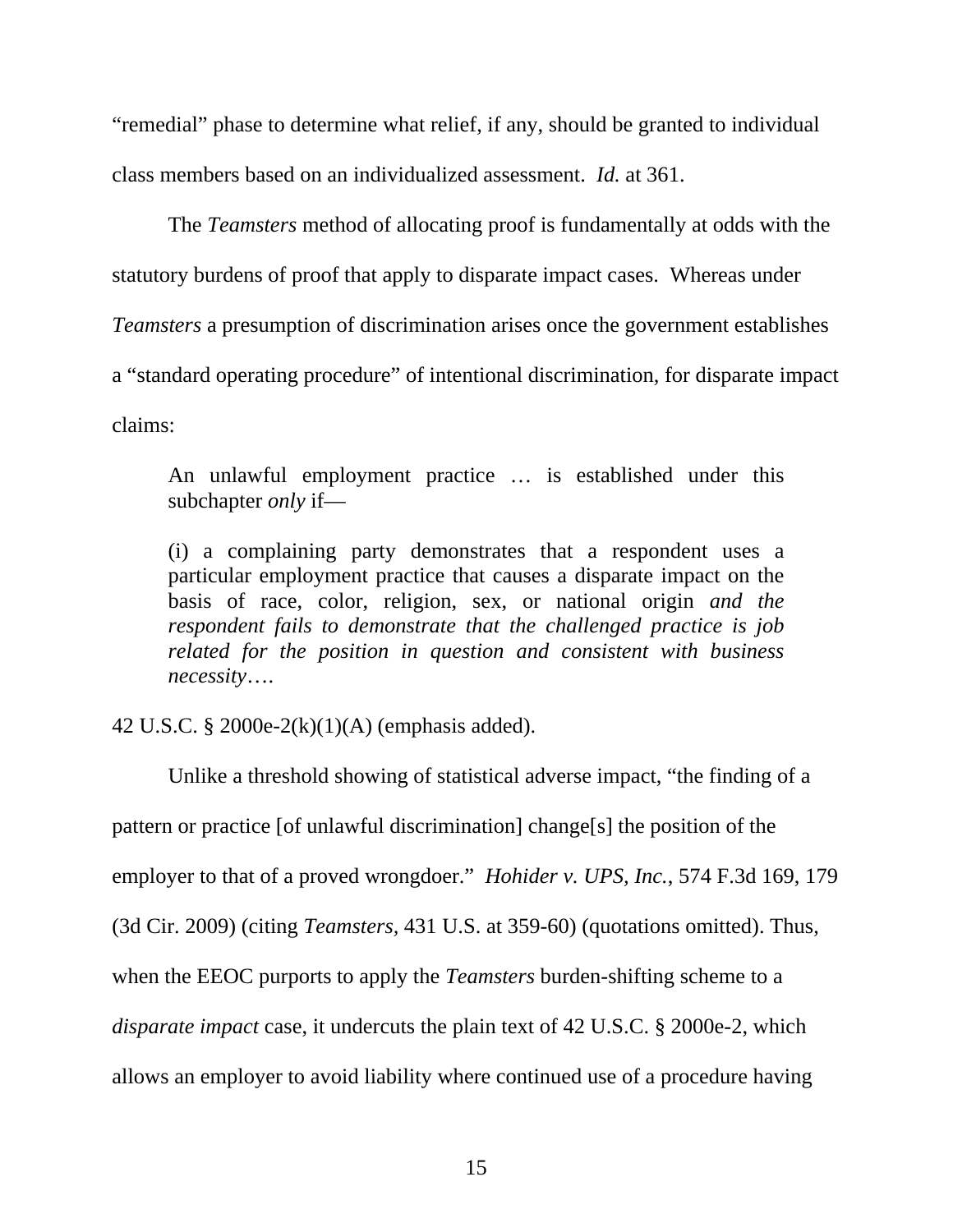"remedial" phase to determine what relief, if any, should be granted to individual class members based on an individualized assessment. *Id.* at 361.

The *Teamsters* method of allocating proof is fundamentally at odds with the statutory burdens of proof that apply to disparate impact cases. Whereas under *Teamsters* a presumption of discrimination arises once the government establishes a "standard operating procedure" of intentional discrimination, for disparate impact claims:

> An unlawful employment practice … is established under this subchapter *only* if—
>
> (i) a complaining party demonstrates that a respondent uses a particular employment practice that causes a disparate impact on the basis of race, color, religion, sex, or national origin *and the respondent fails to demonstrate that the challenged practice is job related for the position in question and consistent with business necessity*….

42 U.S.C. § 2000e-2(k)(1)(A) (emphasis added).

Unlike a threshold showing of statistical adverse impact, "the finding of a pattern or practice [of unlawful discrimination] change[s] the position of the employer to that of a proved wrongdoer." *Hohider v. UPS, Inc.*, 574 F.3d 169, 179 (3d Cir. 2009) (citing *Teamsters,* 431 U.S. at 359-60) (quotations omitted). Thus, when the EEOC purports to apply the *Teamsters* burden-shifting scheme to a *disparate impact* case, it undercuts the plain text of 42 U.S.C. § 2000e-2, which allows an employer to avoid liability where continued use of a procedure having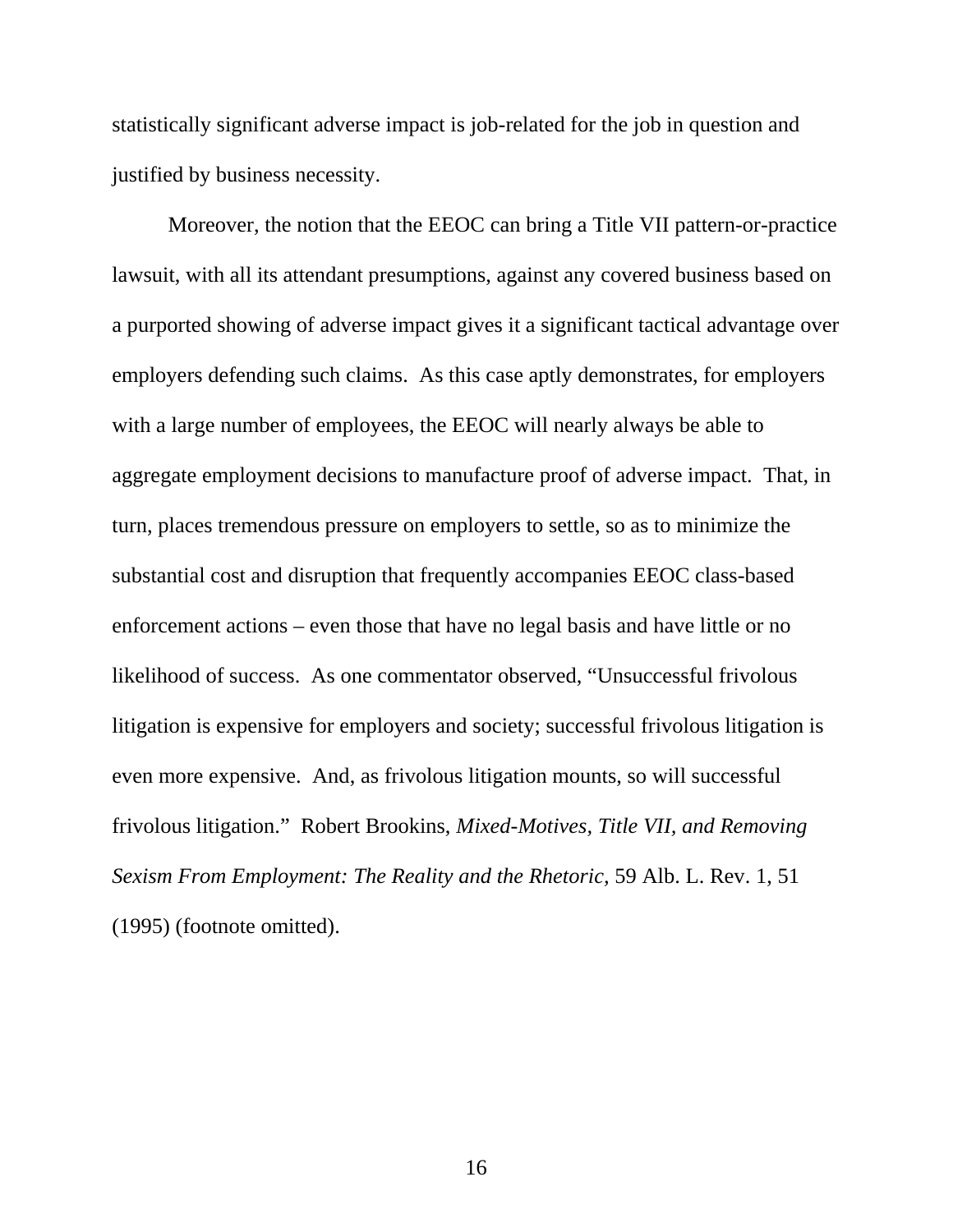statistically significant adverse impact is job-related for the job in question and justified by business necessity.

Moreover, the notion that the EEOC can bring a Title VII pattern-or-practice lawsuit, with all its attendant presumptions, against any covered business based on a purported showing of adverse impact gives it a significant tactical advantage over employers defending such claims. As this case aptly demonstrates, for employers with a large number of employees, the EEOC will nearly always be able to aggregate employment decisions to manufacture proof of adverse impact. That, in turn, places tremendous pressure on employers to settle, so as to minimize the substantial cost and disruption that frequently accompanies EEOC class-based enforcement actions – even those that have no legal basis and have little or no likelihood of success. As one commentator observed, "Unsuccessful frivolous litigation is expensive for employers and society; successful frivolous litigation is even more expensive. And, as frivolous litigation mounts, so will successful frivolous litigation." Robert Brookins, *Mixed-Motives, Title VII, and Removing Sexism From Employment: The Reality and the Rhetoric*, 59 Alb. L. Rev. 1, 51 (1995) (footnote omitted).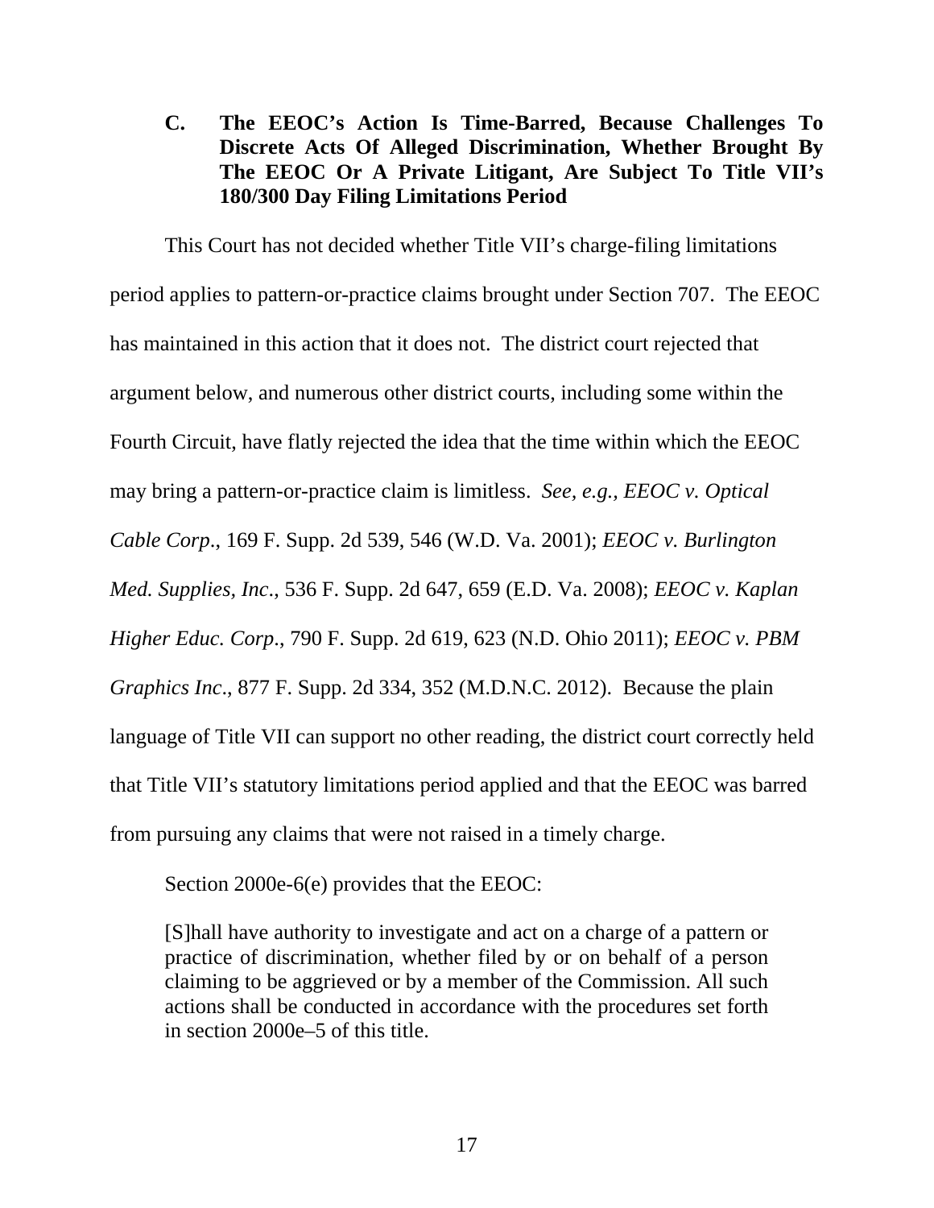### C. The EEOC's Action Is Time-Barred, Because Challenges To Discrete Acts Of Alleged Discrimination, Whether Brought By The EEOC Or A Private Litigant, Are Subject To Title VII's 180/300 Day Filing Limitations Period

This Court has not decided whether Title VII's charge-filing limitations period applies to pattern-or-practice claims brought under Section 707. The EEOC has maintained in this action that it does not. The district court rejected that argument below, and numerous other district courts, including some within the Fourth Circuit, have flatly rejected the idea that the time within which the EEOC may bring a pattern-or-practice claim is limitless. *See, e.g., EEOC v. Optical Cable Corp*., 169 F. Supp. 2d 539, 546 (W.D. Va. 2001); *EEOC v. Burlington Med. Supplies, Inc*., 536 F. Supp. 2d 647, 659 (E.D. Va. 2008); *EEOC v. Kaplan Higher Educ. Corp*., 790 F. Supp. 2d 619, 623 (N.D. Ohio 2011); *EEOC v. PBM Graphics Inc*., 877 F. Supp. 2d 334, 352 (M.D.N.C. 2012). Because the plain language of Title VII can support no other reading, the district court correctly held that Title VII's statutory limitations period applied and that the EEOC was barred from pursuing any claims that were not raised in a timely charge.

Section 2000e-6(e) provides that the EEOC:

> [S]hall have authority to investigate and act on a charge of a pattern or practice of discrimination, whether filed by or on behalf of a person claiming to be aggrieved or by a member of the Commission. All such actions shall be conducted in accordance with the procedures set forth in section 2000e–5 of this title.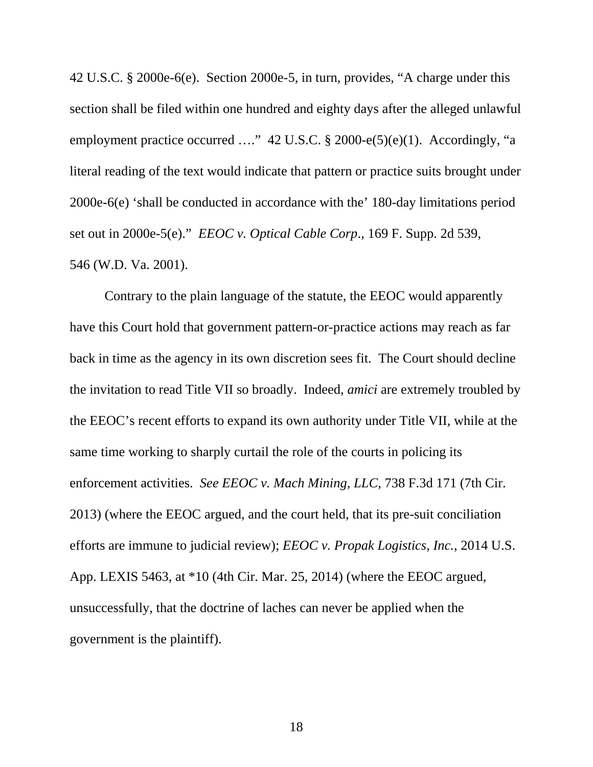42 U.S.C. § 2000e-6(e). Section 2000e-5, in turn, provides, "A charge under this section shall be filed within one hundred and eighty days after the alleged unlawful employment practice occurred …." 42 U.S.C. § 2000-e(5)(e)(1). Accordingly, "a literal reading of the text would indicate that pattern or practice suits brought under 2000e-6(e) 'shall be conducted in accordance with the' 180-day limitations period set out in 2000e-5(e)." *EEOC v. Optical Cable Corp*., 169 F. Supp. 2d 539, 546 (W.D. Va. 2001).

Contrary to the plain language of the statute, the EEOC would apparently have this Court hold that government pattern-or-practice actions may reach as far back in time as the agency in its own discretion sees fit. The Court should decline the invitation to read Title VII so broadly. Indeed, *amici* are extremely troubled by the EEOC's recent efforts to expand its own authority under Title VII, while at the same time working to sharply curtail the role of the courts in policing its enforcement activities. *See EEOC v. Mach Mining, LLC*, 738 F.3d 171 (7th Cir. 2013) (where the EEOC argued, and the court held, that its pre-suit conciliation efforts are immune to judicial review); *EEOC v. Propak Logistics, Inc.*, 2014 U.S. App. LEXIS 5463, at *10 (4th Cir. Mar. 25, 2014) (where the EEOC argued, unsuccessfully, that the doctrine of laches can never be applied when the government is the plaintiff).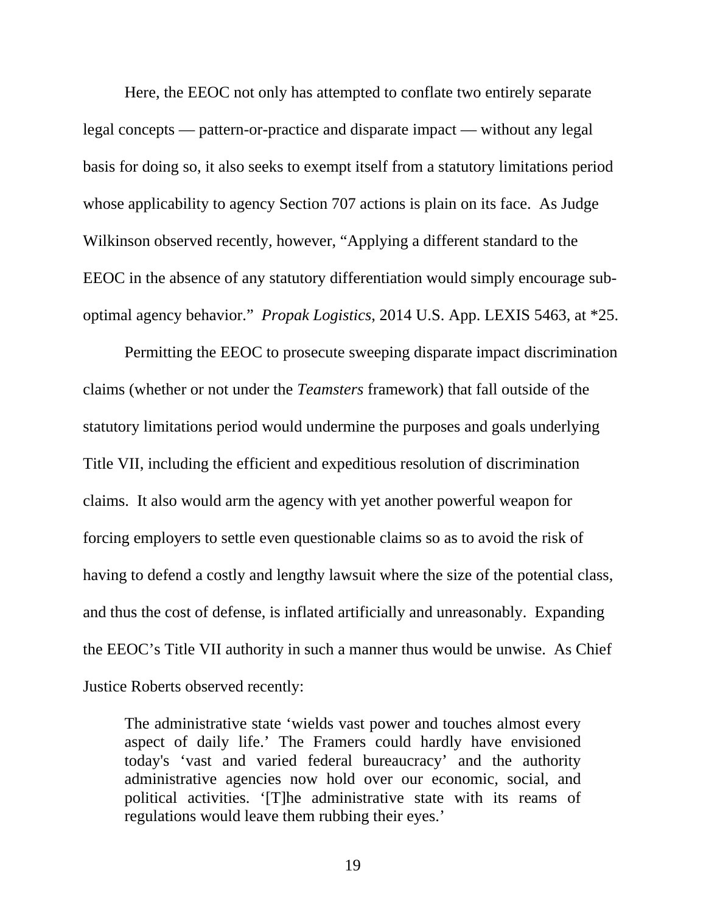Here, the EEOC not only has attempted to conflate two entirely separate legal concepts — pattern-or-practice and disparate impact — without any legal basis for doing so, it also seeks to exempt itself from a statutory limitations period whose applicability to agency Section 707 actions is plain on its face. As Judge Wilkinson observed recently, however, "Applying a different standard to the EEOC in the absence of any statutory differentiation would simply encourage sub-optimal agency behavior." *Propak Logistics*, 2014 U.S. App. LEXIS 5463, at *25.

Permitting the EEOC to prosecute sweeping disparate impact discrimination claims (whether or not under the *Teamsters* framework) that fall outside of the statutory limitations period would undermine the purposes and goals underlying Title VII, including the efficient and expeditious resolution of discrimination claims. It also would arm the agency with yet another powerful weapon for forcing employers to settle even questionable claims so as to avoid the risk of having to defend a costly and lengthy lawsuit where the size of the potential class, and thus the cost of defense, is inflated artificially and unreasonably. Expanding the EEOC's Title VII authority in such a manner thus would be unwise. As Chief Justice Roberts observed recently:

> The administrative state 'wields vast power and touches almost every aspect of daily life.' The Framers could hardly have envisioned today's 'vast and varied federal bureaucracy' and the authority administrative agencies now hold over our economic, social, and political activities. '[T]he administrative state with its reams of regulations would leave them rubbing their eyes.'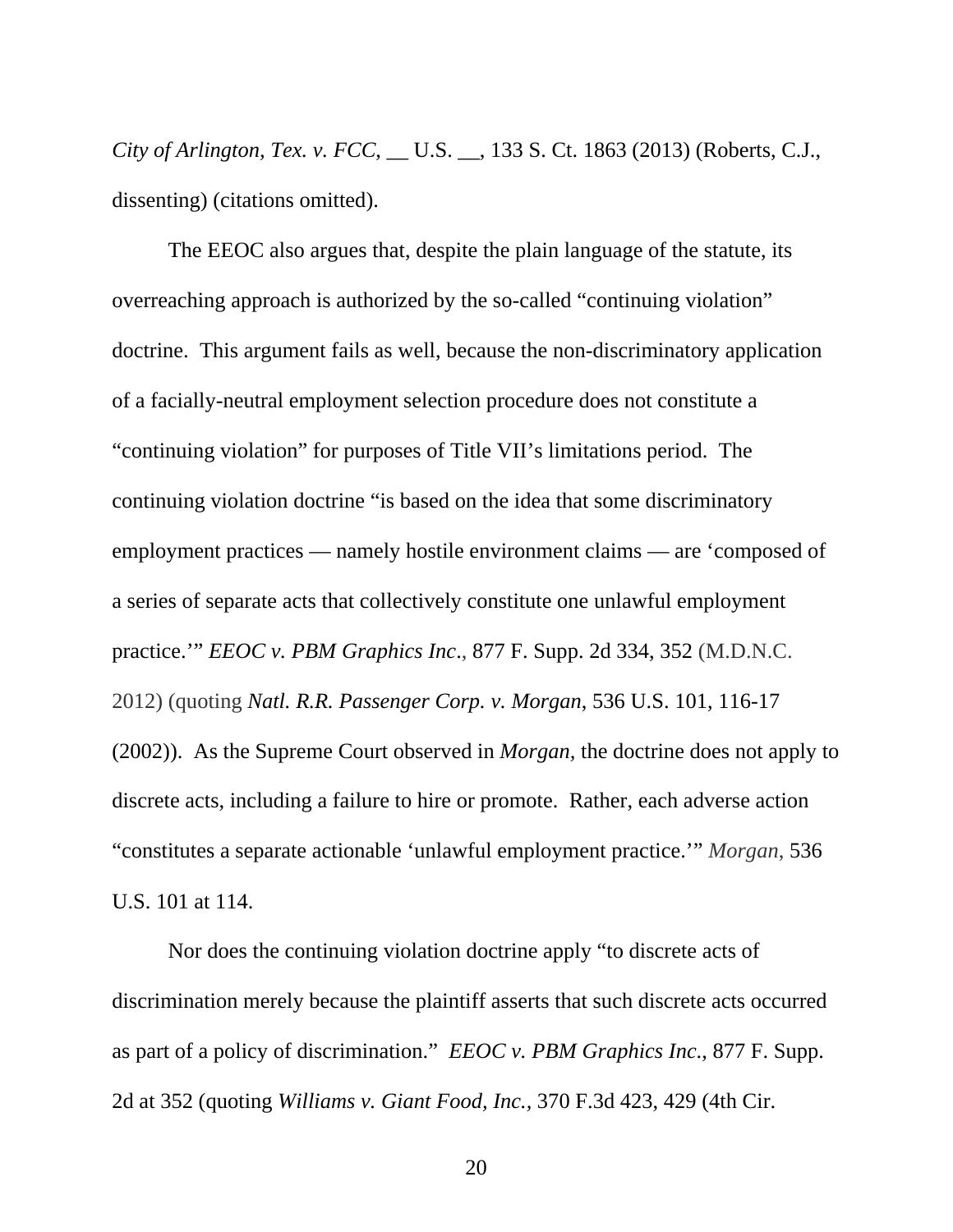*City of Arlington, Tex. v. FCC*, __ U.S. __, 133 S. Ct. 1863 (2013) (Roberts, C.J., dissenting) (citations omitted).

The EEOC also argues that, despite the plain language of the statute, its overreaching approach is authorized by the so-called "continuing violation" doctrine. This argument fails as well, because the non-discriminatory application of a facially-neutral employment selection procedure does not constitute a "continuing violation" for purposes of Title VII's limitations period. The continuing violation doctrine "is based on the idea that some discriminatory employment practices — namely hostile environment claims — are 'composed of a series of separate acts that collectively constitute one unlawful employment practice.'" *EEOC v. PBM Graphics Inc*., 877 F. Supp. 2d 334, 352 (M.D.N.C. 2012) (quoting *Natl. R.R. Passenger Corp. v. Morgan*, 536 U.S. 101, 116-17 (2002)). As the Supreme Court observed in *Morgan,* the doctrine does not apply to discrete acts, including a failure to hire or promote. Rather, each adverse action "constitutes a separate actionable 'unlawful employment practice.'" *Morgan,* 536 U.S. 101 at 114.

Nor does the continuing violation doctrine apply "to discrete acts of discrimination merely because the plaintiff asserts that such discrete acts occurred as part of a policy of discrimination." *EEOC v. PBM Graphics Inc*., 877 F. Supp. 2d at 352 (quoting *Williams v. Giant Food, Inc.*, 370 F.3d 423, 429 (4th Cir.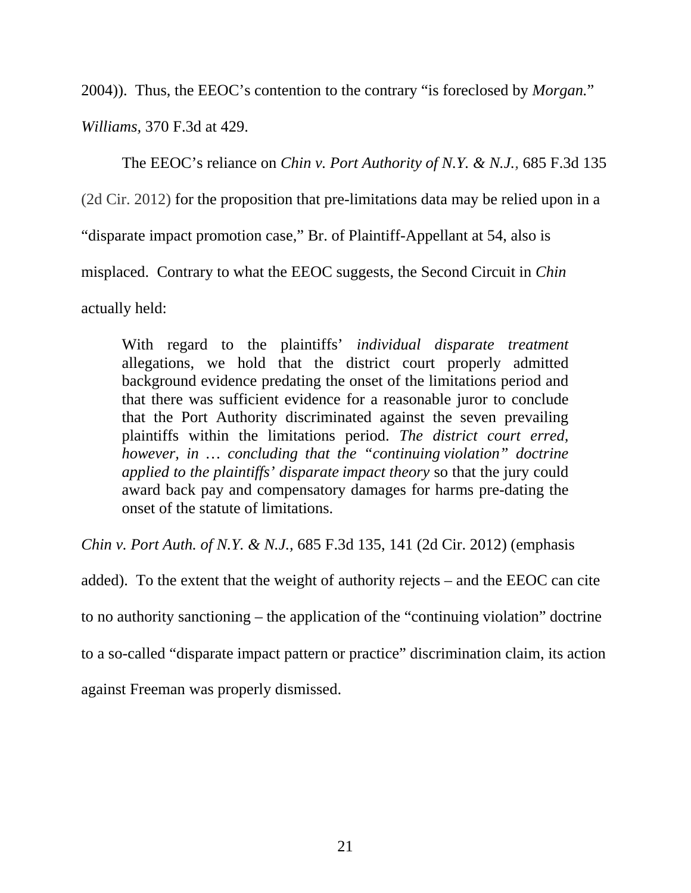2004)). Thus, the EEOC's contention to the contrary "is foreclosed by *Morgan.*" *Williams,* 370 F.3d at 429.

The EEOC's reliance on *Chin v. Port Authority of N.Y. & N.J.,* 685 F.3d 135 (2d Cir. 2012) for the proposition that pre-limitations data may be relied upon in a "disparate impact promotion case," Br. of Plaintiff-Appellant at 54, also is misplaced. Contrary to what the EEOC suggests, the Second Circuit in *Chin* actually held:

> With regard to the plaintiffs' *individual disparate treatment* allegations, we hold that the district court properly admitted background evidence predating the onset of the limitations period and that there was sufficient evidence for a reasonable juror to conclude that the Port Authority discriminated against the seven prevailing plaintiffs within the limitations period. *The district court erred, however, in … concluding that the "continuing violation" doctrine applied to the plaintiffs' disparate impact theory* so that the jury could award back pay and compensatory damages for harms pre-dating the onset of the statute of limitations.

*Chin v. Port Auth. of N.Y. & N.J.,* 685 F.3d 135, 141 (2d Cir. 2012) (emphasis added). To the extent that the weight of authority rejects – and the EEOC can cite to no authority sanctioning – the application of the "continuing violation" doctrine to a so-called "disparate impact pattern or practice" discrimination claim, its action against Freeman was properly dismissed.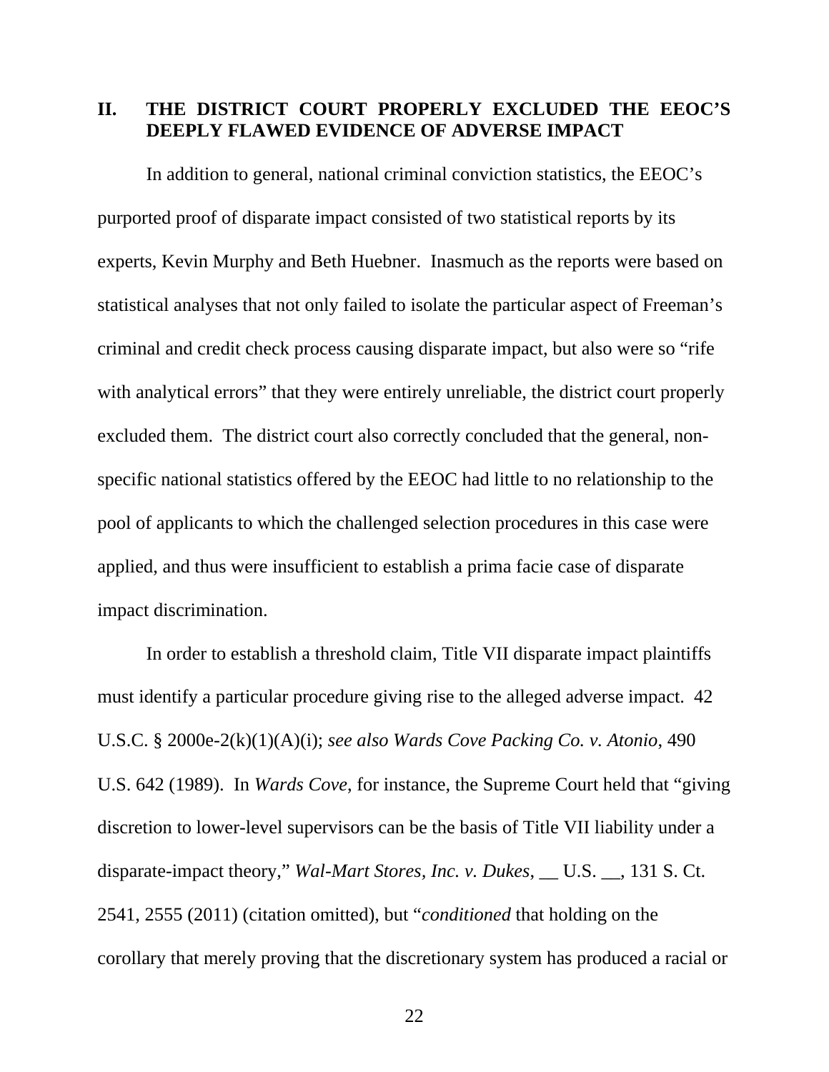## II. THE DISTRICT COURT PROPERLY EXCLUDED THE EEOC'S DEEPLY FLAWED EVIDENCE OF ADVERSE IMPACT

In addition to general, national criminal conviction statistics, the EEOC's purported proof of disparate impact consisted of two statistical reports by its experts, Kevin Murphy and Beth Huebner. Inasmuch as the reports were based on statistical analyses that not only failed to isolate the particular aspect of Freeman's criminal and credit check process causing disparate impact, but also were so "rife with analytical errors" that they were entirely unreliable, the district court properly excluded them. The district court also correctly concluded that the general, non-specific national statistics offered by the EEOC had little to no relationship to the pool of applicants to which the challenged selection procedures in this case were applied, and thus were insufficient to establish a prima facie case of disparate impact discrimination.

In order to establish a threshold claim, Title VII disparate impact plaintiffs must identify a particular procedure giving rise to the alleged adverse impact. 42 U.S.C. § 2000e-2(k)(1)(A)(i); *see also Wards Cove Packing Co. v. Atonio*, 490 U.S. 642 (1989). In *Wards Cove*, for instance, the Supreme Court held that "giving discretion to lower-level supervisors can be the basis of Title VII liability under a disparate-impact theory," *Wal-Mart Stores, Inc. v. Dukes*, __ U.S. __, 131 S. Ct. 2541, 2555 (2011) (citation omitted), but "*conditioned* that holding on the corollary that merely proving that the discretionary system has produced a racial or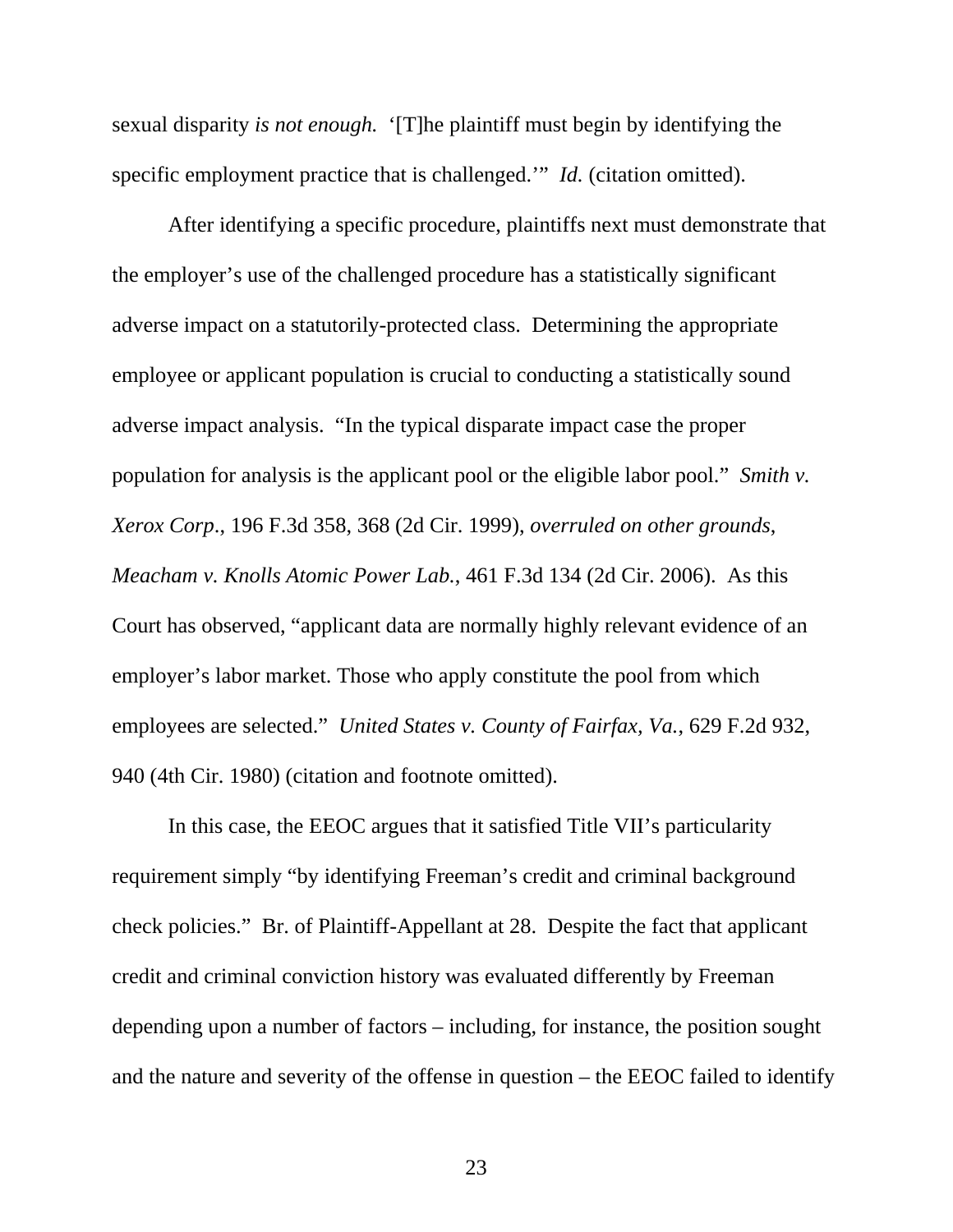sexual disparity *is not enough.* '[T]he plaintiff must begin by identifying the specific employment practice that is challenged.'" *Id.* (citation omitted).

After identifying a specific procedure, plaintiffs next must demonstrate that the employer's use of the challenged procedure has a statistically significant adverse impact on a statutorily-protected class. Determining the appropriate employee or applicant population is crucial to conducting a statistically sound adverse impact analysis. "In the typical disparate impact case the proper population for analysis is the applicant pool or the eligible labor pool." *Smith v. Xerox Corp.*, 196 F.3d 358, 368 (2d Cir. 1999), *overruled on other grounds*, *Meacham v. Knolls Atomic Power Lab.*, 461 F.3d 134 (2d Cir. 2006). As this Court has observed, "applicant data are normally highly relevant evidence of an employer's labor market. Those who apply constitute the pool from which employees are selected." *United States v. County of Fairfax, Va.*, 629 F.2d 932, 940 (4th Cir. 1980) (citation and footnote omitted).

In this case, the EEOC argues that it satisfied Title VII's particularity requirement simply "by identifying Freeman's credit and criminal background check policies." Br. of Plaintiff-Appellant at 28. Despite the fact that applicant credit and criminal conviction history was evaluated differently by Freeman depending upon a number of factors – including, for instance, the position sought and the nature and severity of the offense in question – the EEOC failed to identify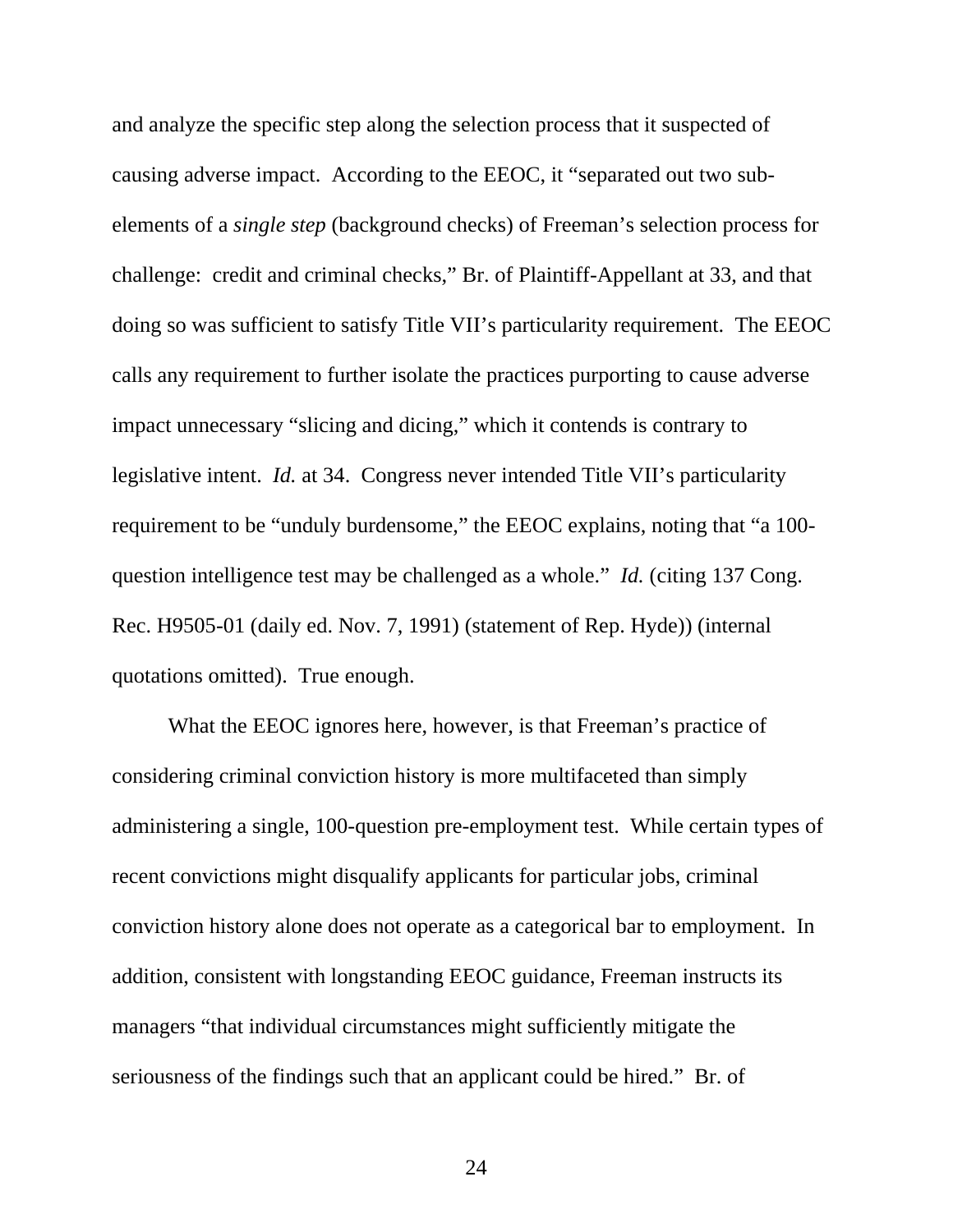and analyze the specific step along the selection process that it suspected of causing adverse impact. According to the EEOC, it "separated out two sub-elements of a *single step* (background checks) of Freeman's selection process for challenge: credit and criminal checks," Br. of Plaintiff-Appellant at 33, and that doing so was sufficient to satisfy Title VII's particularity requirement. The EEOC calls any requirement to further isolate the practices purporting to cause adverse impact unnecessary "slicing and dicing," which it contends is contrary to legislative intent. *Id.* at 34. Congress never intended Title VII's particularity requirement to be "unduly burdensome," the EEOC explains, noting that "a 100-question intelligence test may be challenged as a whole." *Id.* (citing 137 Cong. Rec. H9505-01 (daily ed. Nov. 7, 1991) (statement of Rep. Hyde)) (internal quotations omitted). True enough.

What the EEOC ignores here, however, is that Freeman's practice of considering criminal conviction history is more multifaceted than simply administering a single, 100-question pre-employment test. While certain types of recent convictions might disqualify applicants for particular jobs, criminal conviction history alone does not operate as a categorical bar to employment. In addition, consistent with longstanding EEOC guidance, Freeman instructs its managers "that individual circumstances might sufficiently mitigate the seriousness of the findings such that an applicant could be hired." Br. of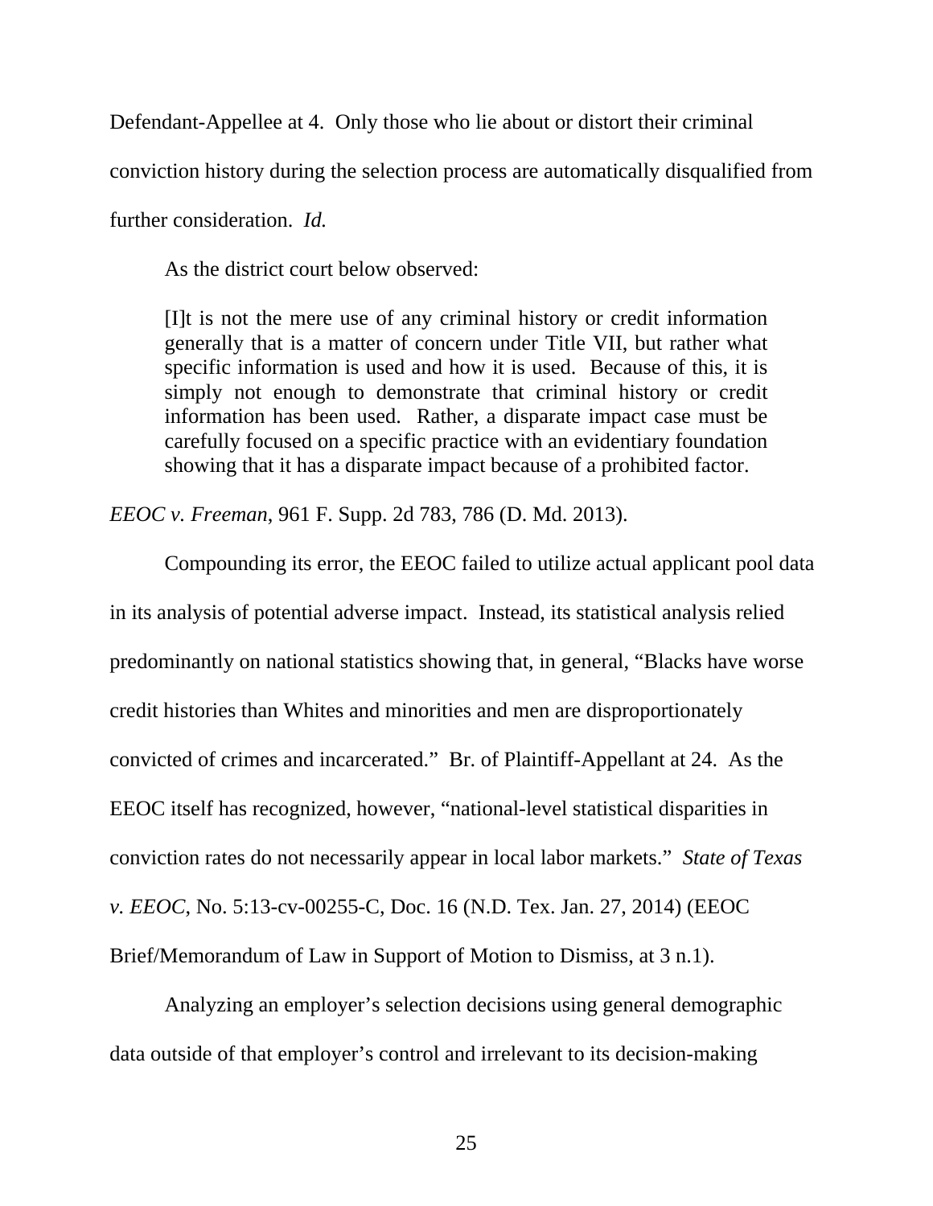Defendant-Appellee at 4. Only those who lie about or distort their criminal conviction history during the selection process are automatically disqualified from further consideration. *Id.*

As the district court below observed:

> [I]t is not the mere use of any criminal history or credit information generally that is a matter of concern under Title VII, but rather what specific information is used and how it is used. Because of this, it is simply not enough to demonstrate that criminal history or credit information has been used. Rather, a disparate impact case must be carefully focused on a specific practice with an evidentiary foundation showing that it has a disparate impact because of a prohibited factor.

*EEOC v. Freeman*, 961 F. Supp. 2d 783, 786 (D. Md. 2013).

Compounding its error, the EEOC failed to utilize actual applicant pool data in its analysis of potential adverse impact. Instead, its statistical analysis relied predominantly on national statistics showing that, in general, "Blacks have worse credit histories than Whites and minorities and men are disproportionately convicted of crimes and incarcerated." Br. of Plaintiff-Appellant at 24. As the EEOC itself has recognized, however, "national-level statistical disparities in conviction rates do not necessarily appear in local labor markets." *State of Texas v. EEOC*, No. 5:13-cv-00255-C, Doc. 16 (N.D. Tex. Jan. 27, 2014) (EEOC Brief/Memorandum of Law in Support of Motion to Dismiss, at 3 n.1).

Analyzing an employer's selection decisions using general demographic data outside of that employer's control and irrelevant to its decision-making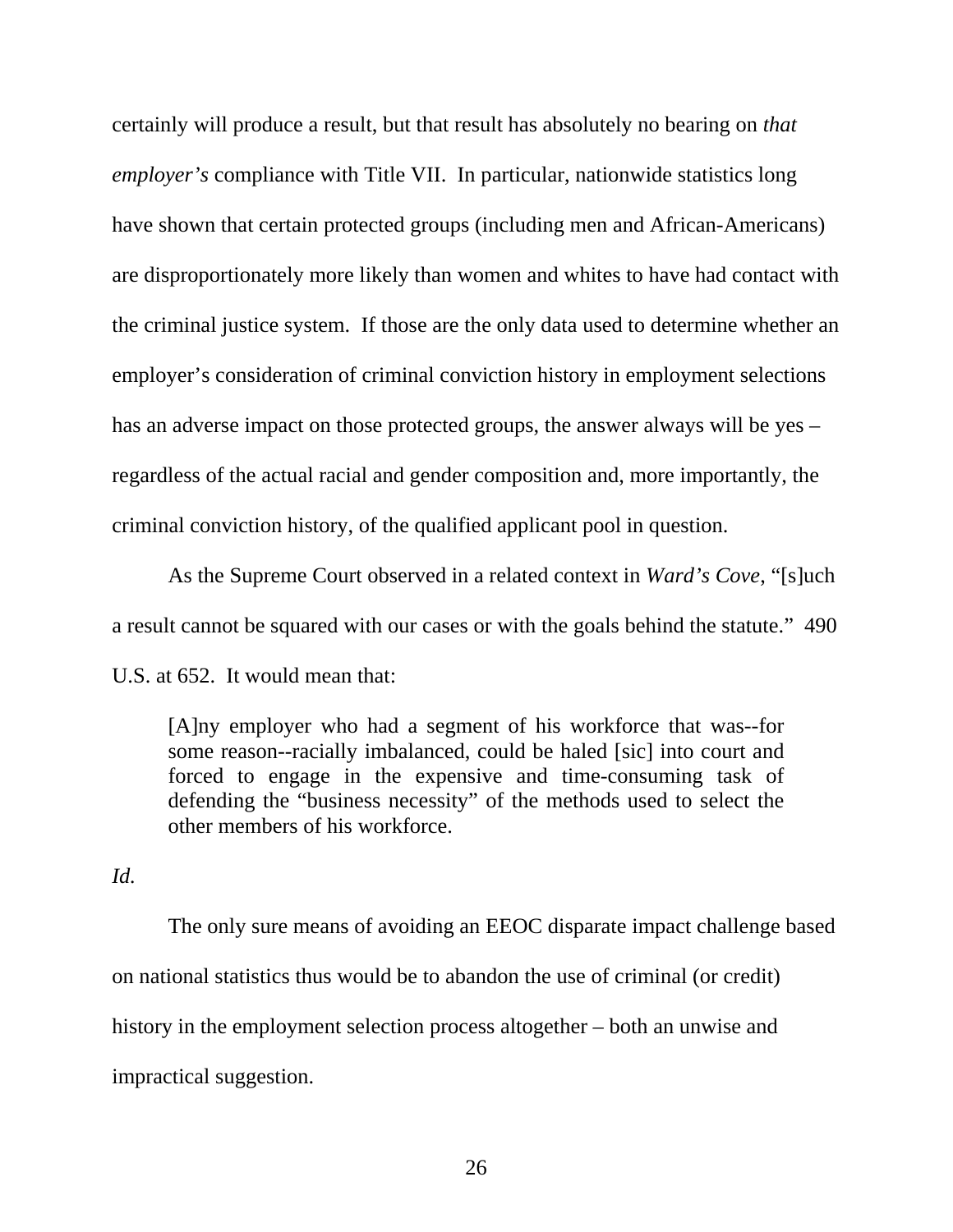certainly will produce a result, but that result has absolutely no bearing on *that employer's* compliance with Title VII. In particular, nationwide statistics long have shown that certain protected groups (including men and African-Americans) are disproportionately more likely than women and whites to have had contact with the criminal justice system. If those are the only data used to determine whether an employer's consideration of criminal conviction history in employment selections has an adverse impact on those protected groups, the answer always will be yes – regardless of the actual racial and gender composition and, more importantly, the criminal conviction history, of the qualified applicant pool in question.

As the Supreme Court observed in a related context in *Ward's Cove*, "[s]uch a result cannot be squared with our cases or with the goals behind the statute." 490 U.S. at 652. It would mean that:

> [A]ny employer who had a segment of his workforce that was--for some reason--racially imbalanced, could be haled [sic] into court and forced to engage in the expensive and time-consuming task of defending the "business necessity" of the methods used to select the other members of his workforce.

*Id.*

The only sure means of avoiding an EEOC disparate impact challenge based on national statistics thus would be to abandon the use of criminal (or credit) history in the employment selection process altogether – both an unwise and impractical suggestion.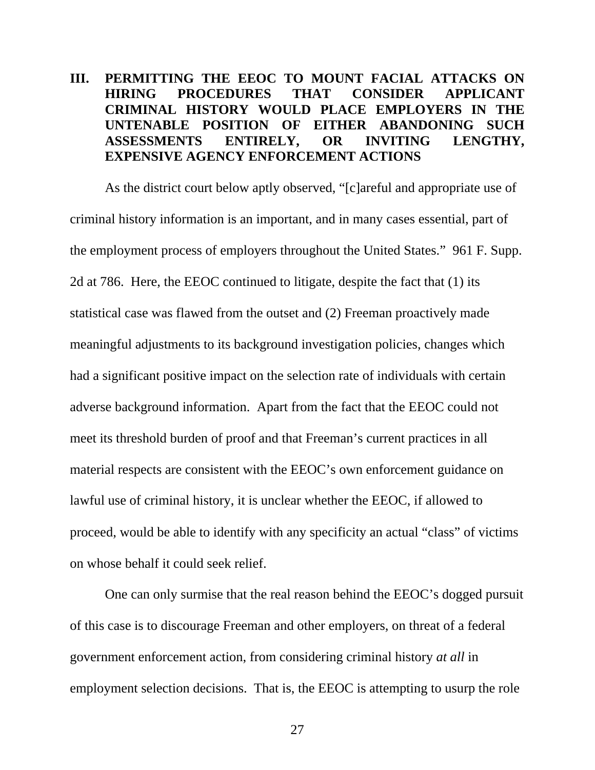## III. PERMITTING THE EEOC TO MOUNT FACIAL ATTACKS ON HIRING PROCEDURES THAT CONSIDER APPLICANT CRIMINAL HISTORY WOULD PLACE EMPLOYERS IN THE UNTENABLE POSITION OF EITHER ABANDONING SUCH ASSESSMENTS ENTIRELY, OR INVITING LENGTHY, EXPENSIVE AGENCY ENFORCEMENT ACTIONS

As the district court below aptly observed, "[c]areful and appropriate use of criminal history information is an important, and in many cases essential, part of the employment process of employers throughout the United States." 961 F. Supp. 2d at 786. Here, the EEOC continued to litigate, despite the fact that (1) its statistical case was flawed from the outset and (2) Freeman proactively made meaningful adjustments to its background investigation policies, changes which had a significant positive impact on the selection rate of individuals with certain adverse background information. Apart from the fact that the EEOC could not meet its threshold burden of proof and that Freeman's current practices in all material respects are consistent with the EEOC's own enforcement guidance on lawful use of criminal history, it is unclear whether the EEOC, if allowed to proceed, would be able to identify with any specificity an actual "class" of victims on whose behalf it could seek relief.

One can only surmise that the real reason behind the EEOC's dogged pursuit of this case is to discourage Freeman and other employers, on threat of a federal government enforcement action, from considering criminal history *at all* in employment selection decisions. That is, the EEOC is attempting to usurp the role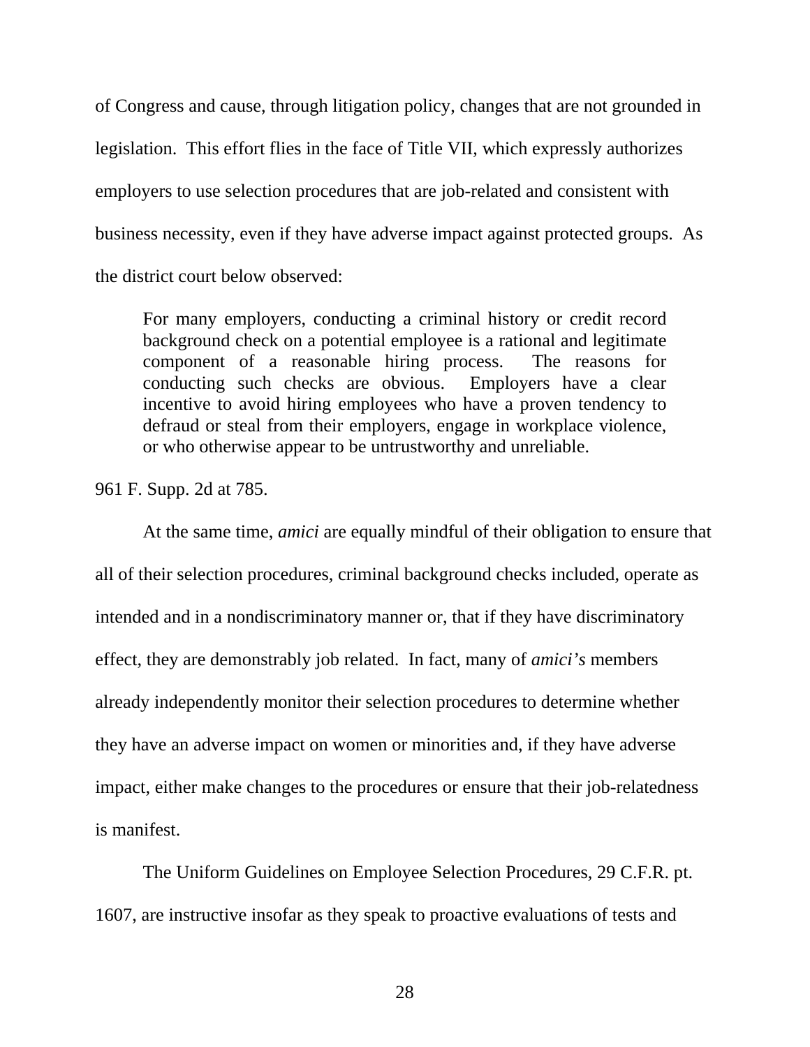of Congress and cause, through litigation policy, changes that are not grounded in legislation. This effort flies in the face of Title VII, which expressly authorizes employers to use selection procedures that are job-related and consistent with business necessity, even if they have adverse impact against protected groups. As the district court below observed:

> For many employers, conducting a criminal history or credit record background check on a potential employee is a rational and legitimate component of a reasonable hiring process. The reasons for conducting such checks are obvious. Employers have a clear incentive to avoid hiring employees who have a proven tendency to defraud or steal from their employers, engage in workplace violence, or who otherwise appear to be untrustworthy and unreliable.

961 F. Supp. 2d at 785.

At the same time, *amici* are equally mindful of their obligation to ensure that all of their selection procedures, criminal background checks included, operate as intended and in a nondiscriminatory manner or, that if they have discriminatory effect, they are demonstrably job related. In fact, many of *amici's* members already independently monitor their selection procedures to determine whether they have an adverse impact on women or minorities and, if they have adverse impact, either make changes to the procedures or ensure that their job-relatedness is manifest.

The Uniform Guidelines on Employee Selection Procedures, 29 C.F.R. pt. 1607, are instructive insofar as they speak to proactive evaluations of tests and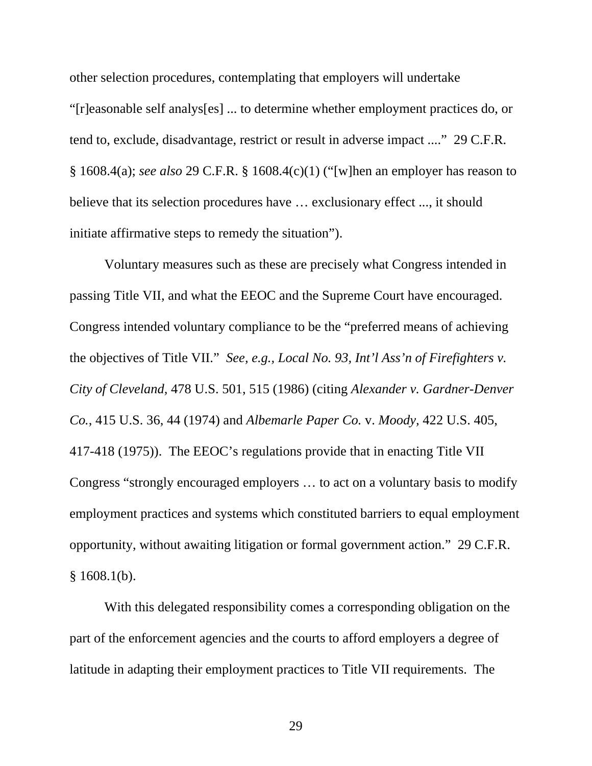other selection procedures, contemplating that employers will undertake "[r]easonable self analys[es] ... to determine whether employment practices do, or tend to, exclude, disadvantage, restrict or result in adverse impact ...." 29 C.F.R. § 1608.4(a); *see also* 29 C.F.R. § 1608.4(c)(1) ("[w]hen an employer has reason to believe that its selection procedures have … exclusionary effect ..., it should initiate affirmative steps to remedy the situation").

Voluntary measures such as these are precisely what Congress intended in passing Title VII, and what the EEOC and the Supreme Court have encouraged. Congress intended voluntary compliance to be the "preferred means of achieving the objectives of Title VII." *See, e.g., Local No. 93, Int'l Ass'n of Firefighters v. City of Cleveland,* 478 U.S. 501, 515 (1986) (citing *Alexander v. Gardner-Denver Co.*, 415 U.S. 36, 44 (1974) and *Albemarle Paper Co.* v. *Moody,* 422 U.S. 405, 417-418 (1975)). The EEOC's regulations provide that in enacting Title VII Congress "strongly encouraged employers … to act on a voluntary basis to modify employment practices and systems which constituted barriers to equal employment opportunity, without awaiting litigation or formal government action." 29 C.F.R. § 1608.1(b).

With this delegated responsibility comes a corresponding obligation on the part of the enforcement agencies and the courts to afford employers a degree of latitude in adapting their employment practices to Title VII requirements. The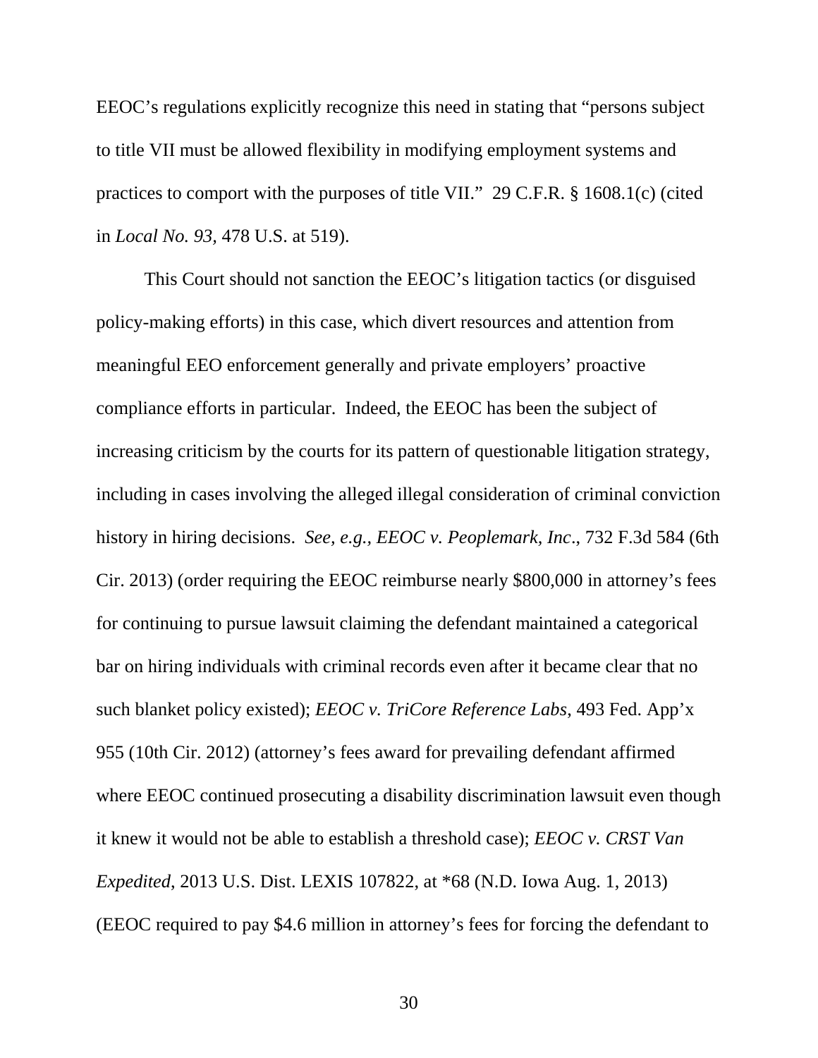EEOC's regulations explicitly recognize this need in stating that "persons subject to title VII must be allowed flexibility in modifying employment systems and practices to comport with the purposes of title VII." 29 C.F.R. § 1608.1(c) (cited in *Local No. 93*, 478 U.S. at 519).

This Court should not sanction the EEOC's litigation tactics (or disguised policy-making efforts) in this case, which divert resources and attention from meaningful EEO enforcement generally and private employers' proactive compliance efforts in particular. Indeed, the EEOC has been the subject of increasing criticism by the courts for its pattern of questionable litigation strategy, including in cases involving the alleged illegal consideration of criminal conviction history in hiring decisions. *See, e.g., EEOC v. Peoplemark, Inc*., 732 F.3d 584 (6th Cir. 2013) (order requiring the EEOC reimburse nearly $800,000 in attorney's fees for continuing to pursue lawsuit claiming the defendant maintained a categorical bar on hiring individuals with criminal records even after it became clear that no such blanket policy existed); *EEOC v. TriCore Reference Labs*, 493 Fed. App'x 955 (10th Cir. 2012) (attorney's fees award for prevailing defendant affirmed where EEOC continued prosecuting a disability discrimination lawsuit even though it knew it would not be able to establish a threshold case); *EEOC v. CRST Van Expedited*, 2013 U.S. Dist. LEXIS 107822, at *68 (N.D. Iowa Aug. 1, 2013) (EEOC required to pay $4.6 million in attorney's fees for forcing the defendant to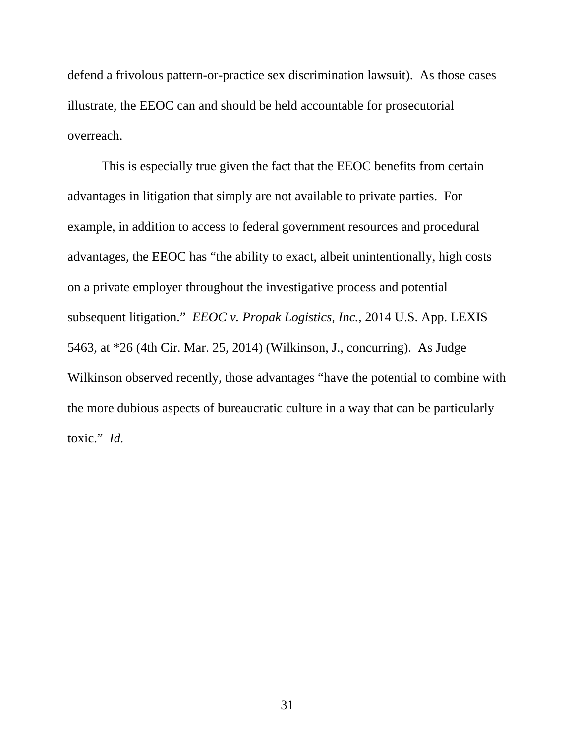defend a frivolous pattern-or-practice sex discrimination lawsuit). As those cases illustrate, the EEOC can and should be held accountable for prosecutorial overreach.

This is especially true given the fact that the EEOC benefits from certain advantages in litigation that simply are not available to private parties. For example, in addition to access to federal government resources and procedural advantages, the EEOC has "the ability to exact, albeit unintentionally, high costs on a private employer throughout the investigative process and potential subsequent litigation." *EEOC v. Propak Logistics, Inc.*, 2014 U.S. App. LEXIS 5463, at *26 (4th Cir. Mar. 25, 2014) (Wilkinson, J., concurring). As Judge Wilkinson observed recently, those advantages "have the potential to combine with the more dubious aspects of bureaucratic culture in a way that can be particularly toxic." *Id.*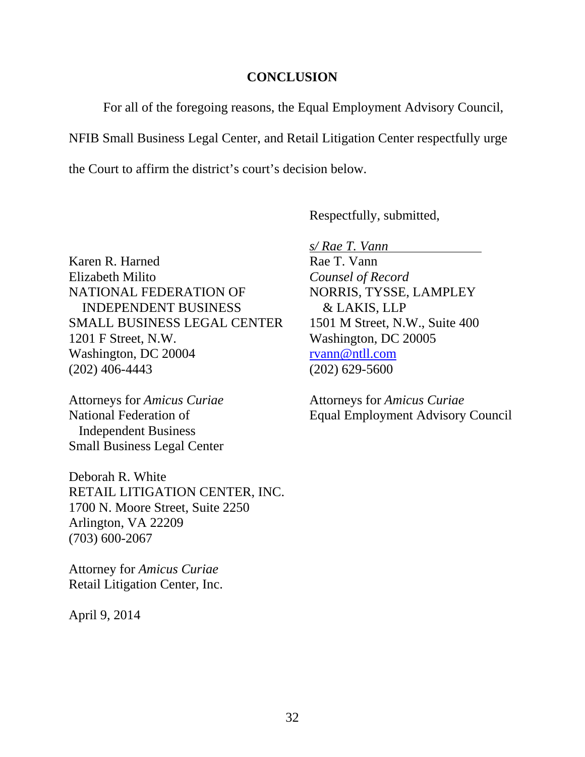## CONCLUSION

For all of the foregoing reasons, the Equal Employment Advisory Council, NFIB Small Business Legal Center, and Retail Litigation Center respectfully urge the Court to affirm the district's court's decision below.

Respectfully, submitted,

*s/ Rae T. Vann*
Rae T. Vann
*Counsel of Record*
NORRIS, TYSSE, LAMPLEY & LAKIS, LLP
1501 M Street, N.W., Suite 400
Washington, DC 20005
rvann@ntll.com
(202) 629-5600

Attorneys for *Amicus Curiae*
Equal Employment Advisory Council

Karen R. Harned
Elizabeth Milito
NATIONAL FEDERATION OF INDEPENDENT BUSINESS SMALL BUSINESS LEGAL CENTER
1201 F Street, N.W.
Washington, DC 20004
(202) 406-4443

Attorneys for *Amicus Curiae*
National Federation of Independent Business Small Business Legal Center

Deborah R. White
RETAIL LITIGATION CENTER, INC.
1700 N. Moore Street, Suite 2250
Arlington, VA 22209
(703) 600-2067

Attorney for *Amicus Curiae*
Retail Litigation Center, Inc.

April 9, 2014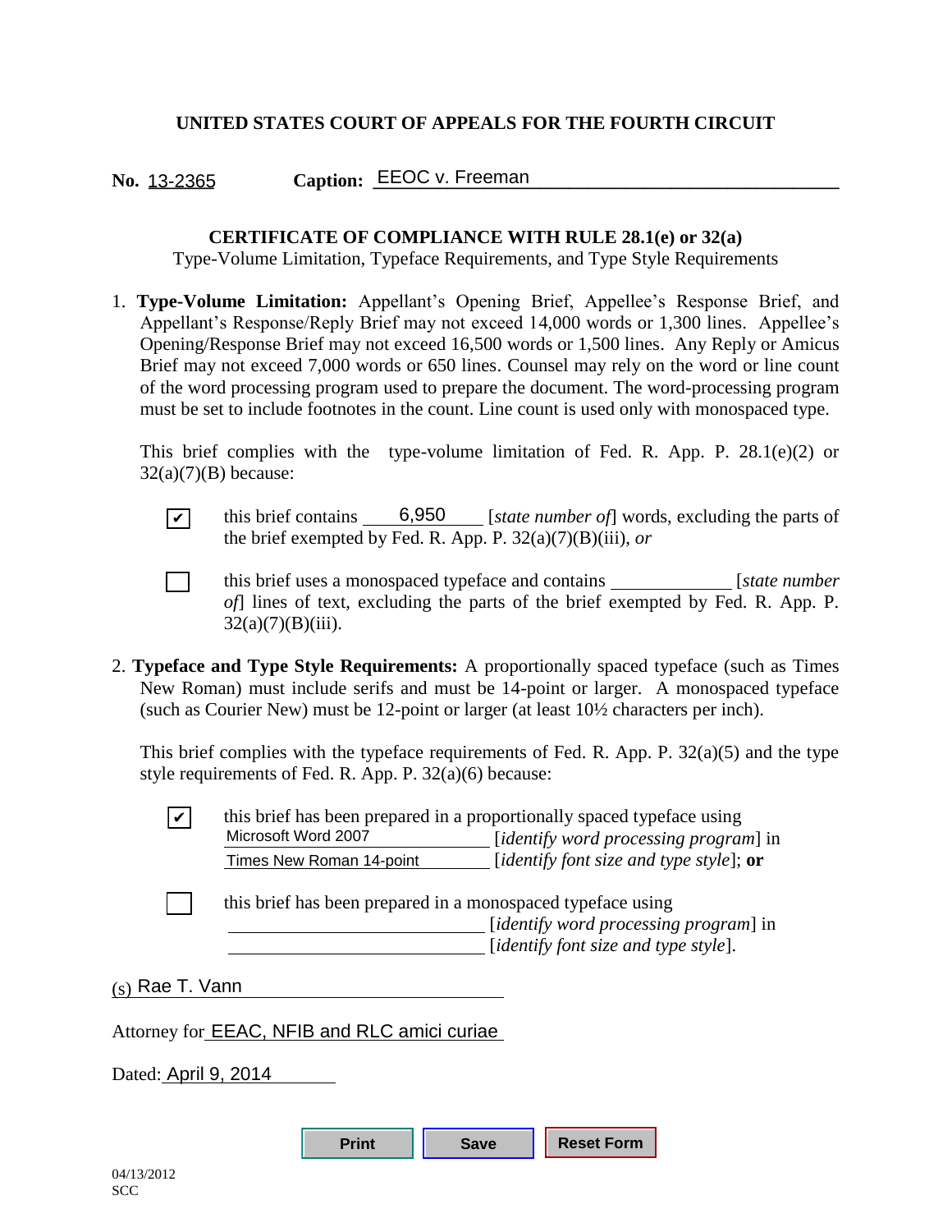**UNITED STATES COURT OF APPEALS FOR THE FOURTH CIRCUIT**

**No.** 13-2365 **Caption:** EEOC v. Freeman

**CERTIFICATE OF COMPLIANCE WITH RULE 28.1(e) or 32(a)**
Type-Volume Limitation, Typeface Requirements, and Type Style Requirements

1. **Type-Volume Limitation:** Appellant's Opening Brief, Appellee's Response Brief, and Appellant's Response/Reply Brief may not exceed 14,000 words or 1,300 lines. Appellee's Opening/Response Brief may not exceed 16,500 words or 1,500 lines. Any Reply or Amicus Brief may not exceed 7,000 words or 650 lines. Counsel may rely on the word or line count of the word processing program used to prepare the document. The word-processing program must be set to include footnotes in the count. Line count is used only with monospaced type.

   This brief complies with the type-volume limitation of Fed. R. App. P. 28.1(e)(2) or 32(a)(7)(B) because:

   - [✔] this brief contains 6,950 [*state number of*] words, excluding the parts of the brief exempted by Fed. R. App. P. 32(a)(7)(B)(iii), *or*
   - [ ] this brief uses a monospaced typeface and contains ______ [*state number of*] lines of text, excluding the parts of the brief exempted by Fed. R. App. P. 32(a)(7)(B)(iii).

2. **Typeface and Type Style Requirements:** A proportionally spaced typeface (such as Times New Roman) must include serifs and must be 14-point or larger. A monospaced typeface (such as Courier New) must be 12-point or larger (at least 10½ characters per inch).

   This brief complies with the typeface requirements of Fed. R. App. P. 32(a)(5) and the type style requirements of Fed. R. App. P. 32(a)(6) because:

   - [✔] this brief has been prepared in a proportionally spaced typeface using Microsoft Word 2007 [*identify word processing program*] in Times New Roman 14-point [*identify font size and type style*]; **or**
   - [ ] this brief has been prepared in a monospaced typeface using ______ [*identify word processing program*] in ______ [*identify font size and type style*].

(s) Rae T. Vann

Attorney for EEAC, NFIB and RLC amici curiae

Dated: April 9, 2014

04/13/2012
SCC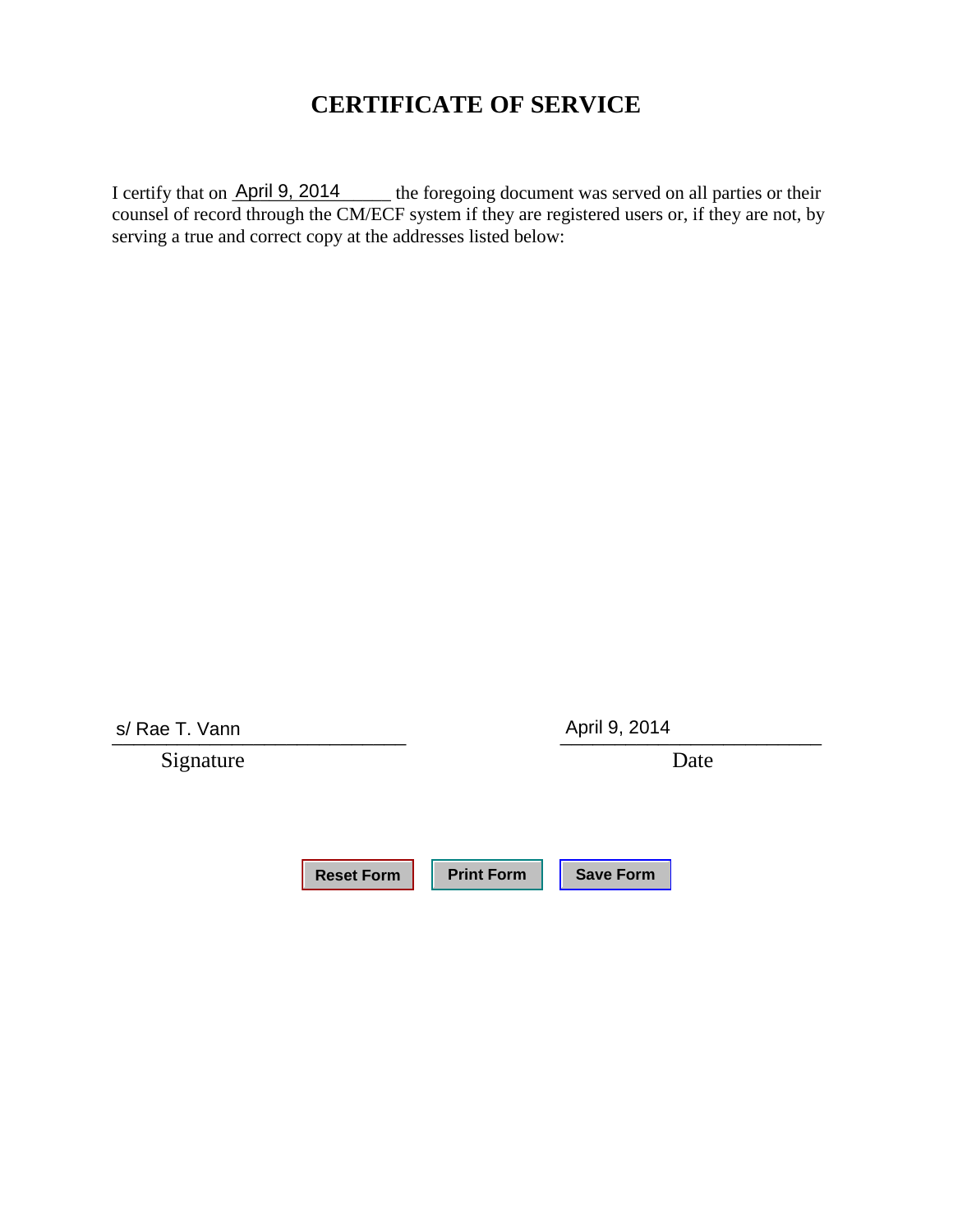# CERTIFICATE OF SERVICE

I certify that on April 9, 2014 the foregoing document was served on all parties or their counsel of record through the CM/ECF system if they are registered users or, if they are not, by serving a true and correct copy at the addresses listed below:

s/ Rae T. Vann
Signature

April 9, 2014
Date

Reset Form | Print Form | Save Form